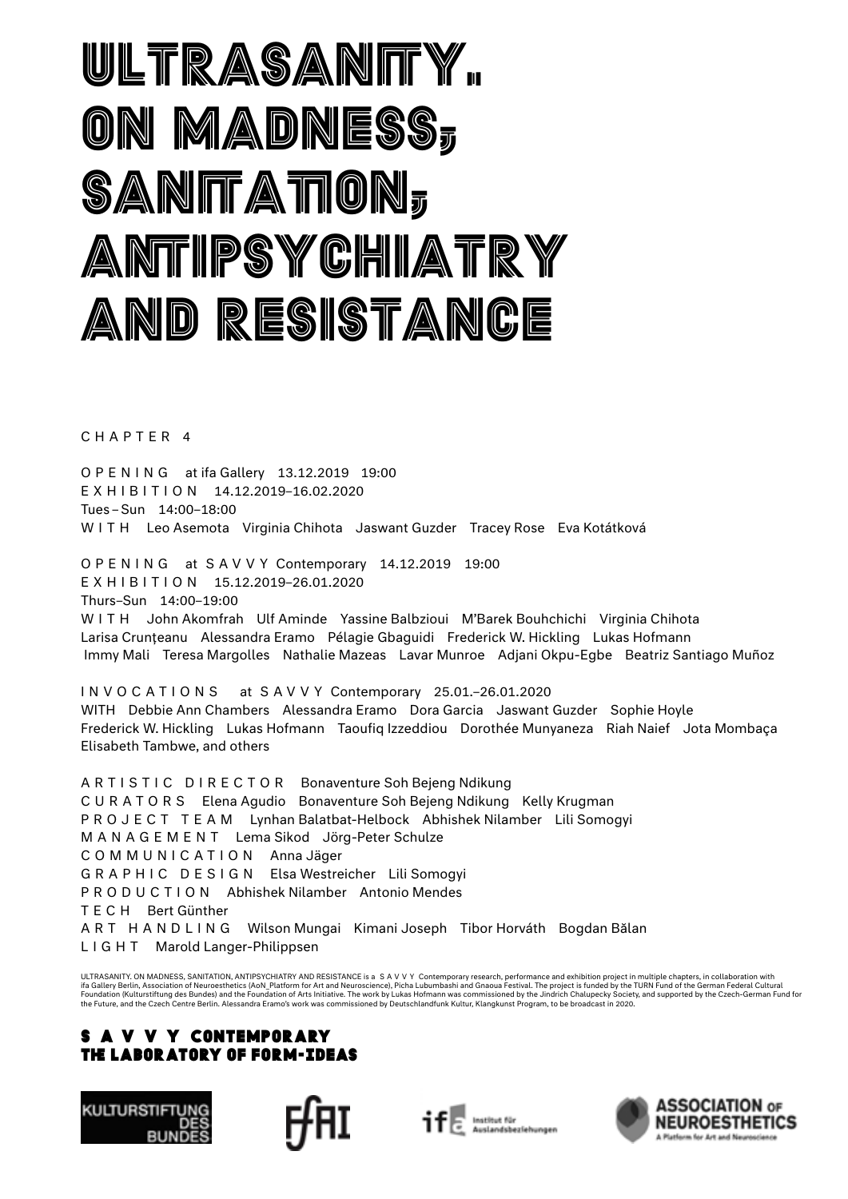# ULTRASANITY. ON MADNESS, SANITATION, ANTIPSYCHIATRY AND RESISTANCE

CHAPTER 4

OPENING at ifa Gallery 13.12.2019 19:00
EXHIBITION 14.12.2019–16.02.2020
Tues – Sun 14:00–18:00
WITH Leo Asemota Virginia Chihota Jaswant Guzder Tracey Rose Eva Kotátková

OPENING at SAVVY Contemporary 14.12.2019 19:00
EXHIBITION 15.12.2019–26.01.2020
Thurs–Sun 14:00–19:00
WITH John Akomfrah Ulf Aminde Yassine Balbzioui M'Barek Bouhchichi Virginia Chihota Larisa Crunțeanu Alessandra Eramo Pélagie Gbaguidi Frederick W. Hickling Lukas Hofmann Immy Mali Teresa Margolles Nathalie Mazeas Lavar Munroe Adjani Okpu-Egbe Beatriz Santiago Muñoz

INVOCATIONS at SAVVY Contemporary 25.01.–26.01.2020
WITH Debbie Ann Chambers Alessandra Eramo Dora Garcia Jaswant Guzder Sophie Hoyle Frederick W. Hickling Lukas Hofmann Taoufiq Izzeddiou Dorothée Munyaneza Riah Naief Jota Mombaça Elisabeth Tambwe, and others

ARTISTIC DIRECTOR Bonaventure Soh Bejeng Ndikung
CURATORS Elena Agudio Bonaventure Soh Bejeng Ndikung Kelly Krugman
PROJECT TEAM Lynhan Balatbat-Helbock Abhishek Nilamber Lili Somogyi
MANAGEMENT Lema Sikod Jörg-Peter Schulze
COMMUNICATION Anna Jäger
GRAPHIC DESIGN Elsa Westreicher Lili Somogyi
PRODUCTION Abhishek Nilamber Antonio Mendes
TECH Bert Günther
ART HANDLING Wilson Mungai Kimani Joseph Tibor Horváth Bogdan Bălan
LIGHT Marold Langer-Philippsen

ULTRASANITY. ON MADNESS, SANITATION, ANTIPSYCHIATRY AND RESISTANCE is a SAVVY Contemporary research, performance and exhibition project in multiple chapters, in collaboration with ifa Gallery Berlin, Association of Neuroesthetics (AoN_Platform for Art and Neuroscience), Picha Lubumbashi and Gnaoua Festival. The project is funded by the TURN Fund of the German Federal Cultural Foundation (Kulturstiftung des Bundes) and the Foundation of Arts Initiative. The work by Lukas Hofmann was commissioned by the Jindrich Chalupecky Society, and supported by the Czech-German Fund for the Future, and the Czech Centre Berlin. Alessandra Eramo's work was commissioned by Deutschlandfunk Kultur, Klangkunst Program, to be broadcast in 2020.

**SAVVY CONTEMPORARY**
**THE LABORATORY OF FORM-IDEAS**

KULTURSTIFTUNG DES BUNDES · FAI · ifa Institut für Auslandsbeziehungen · ASSOCIATION OF NEUROESTHETICS A Platform for Art and Neuroscience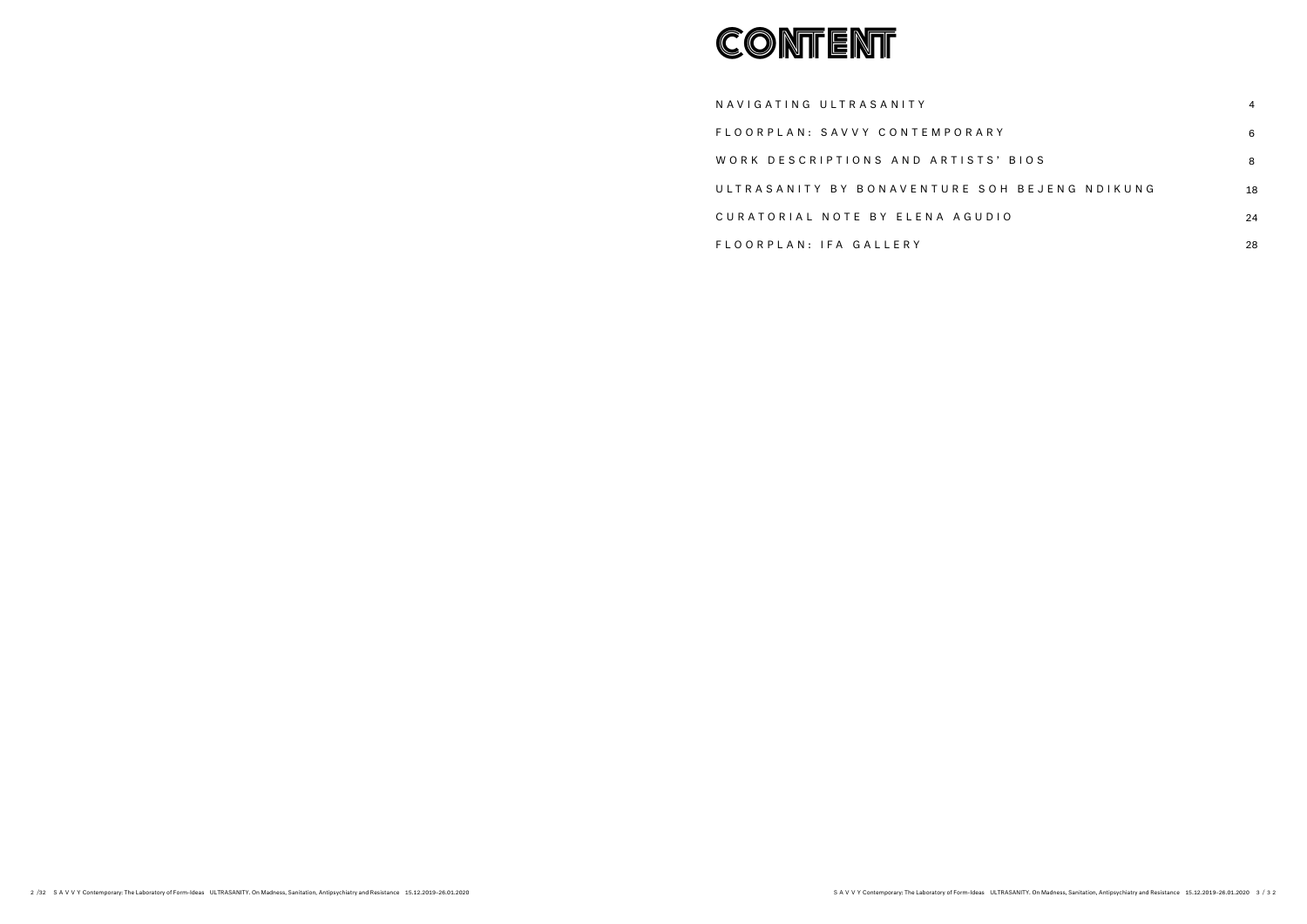# CONTENT

| | |
|---|---|
| NAVIGATING ULTRASANITY | 4 |
| FLOORPLAN: SAVVY CONTEMPORARY | 6 |
| WORK DESCRIPTIONS AND ARTISTS' BIOS | 8 |
| ULTRASANITY BY BONAVENTURE SOH BEJENG NDIKUNG | 18 |
| CURATORIAL NOTE BY ELENA AGUDIO | 24 |
| FLOORPLAN: IFA GALLERY | 28 |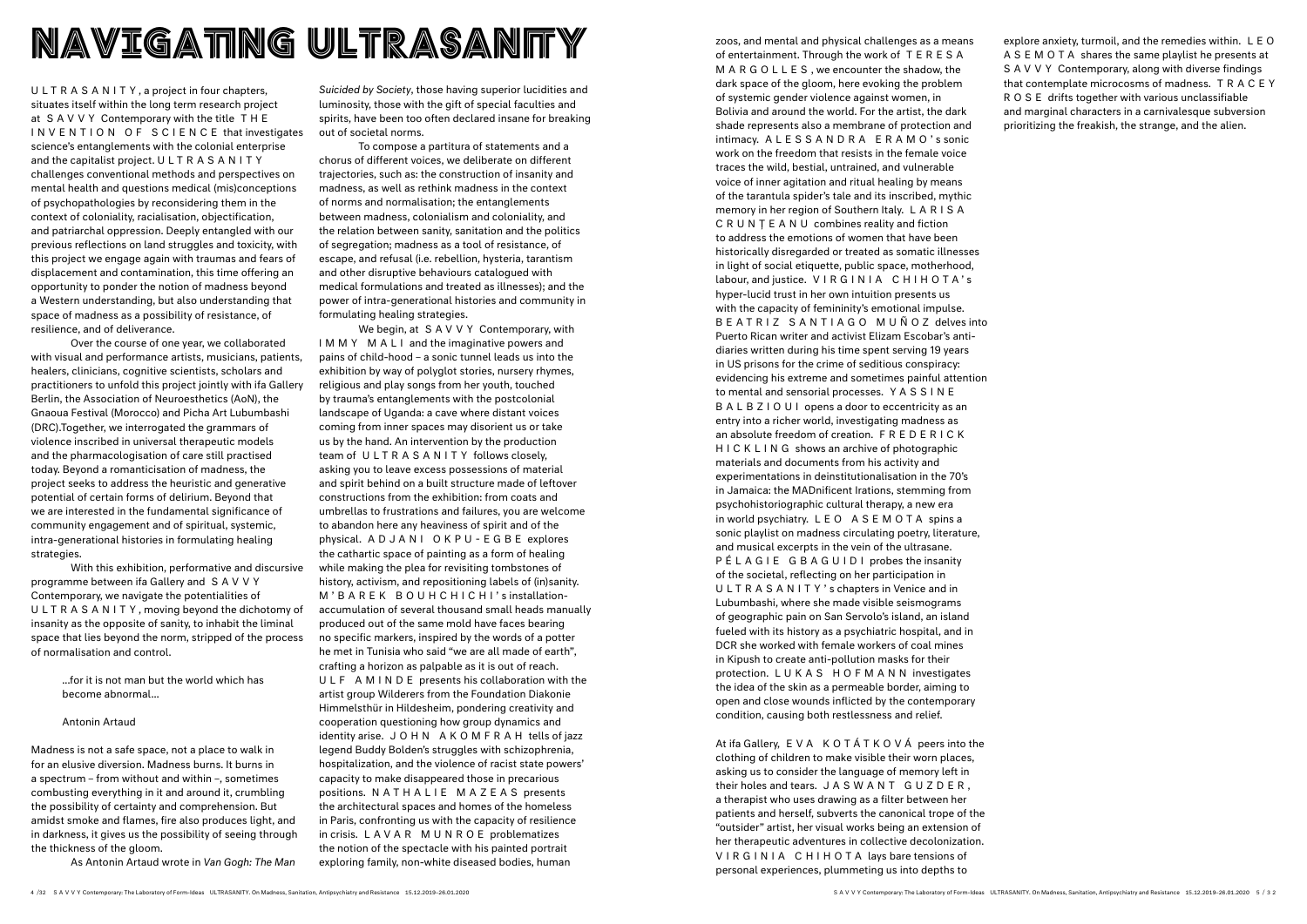# NAVIGATING ULTRASANITY

ULTRASANITY, a project in four chapters, situates itself within the long term research project at SAVVY Contemporary with the title THE INVENTION OF SCIENCE that investigates science's entanglements with the colonial enterprise and the capitalist project. ULTRASANITY challenges conventional methods and perspectives on mental health and questions medical (mis)conceptions of psychopathologies by reconsidering them in the context of coloniality, racialisation, objectification, and patriarchal oppression. Deeply entangled with our previous reflections on land struggles and toxicity, with this project we engage again with traumas and fears of displacement and contamination, this time offering an opportunity to ponder the notion of madness beyond a Western understanding, but also understanding that space of madness as a possibility of resistance, of resilience, and of deliverance.

Over the course of one year, we collaborated with visual and performance artists, musicians, patients, healers, clinicians, cognitive scientists, scholars and practitioners to unfold this project jointly with ifa Gallery Berlin, the Association of Neuroesthetics (AoN), the Gnaoua Festival (Morocco) and Picha Art Lubumbashi (DRC).Together, we interrogated the grammars of violence inscribed in universal therapeutic models and the pharmacologisation of care still practised today. Beyond a romanticisation of madness, the project seeks to address the heuristic and generative potential of certain forms of delirium. Beyond that we are interested in the fundamental significance of community engagement and of spiritual, systemic, intra-generational histories in formulating healing strategies.

With this exhibition, performative and discursive programme between ifa Gallery and SAVVY Contemporary, we navigate the potentialities of ULTRASANITY, moving beyond the dichotomy of insanity as the opposite of sanity, to inhabit the liminal space that lies beyond the norm, stripped of the process of normalisation and control.

> ...for it is not man but the world which has become abnormal...
>
> Antonin Artaud

Madness is not a safe space, not a place to walk in for an elusive diversion. Madness burns. It burns in a spectrum – from without and within –, sometimes combusting everything in it and around it, crumbling the possibility of certainty and comprehension. But amidst smoke and flames, fire also produces light, and in darkness, it gives us the possibility of seeing through the thickness of the gloom.

As Antonin Artaud wrote in *Van Gogh: The Man Suicided by Society*, those having superior lucidities and luminosity, those with the gift of special faculties and spirits, have been too often declared insane for breaking out of societal norms.

To compose a partitura of statements and a chorus of different voices, we deliberate on different trajectories, such as: the construction of insanity and madness, as well as rethink madness in the context of norms and normalisation; the entanglements between madness, colonialism and coloniality, and the relation between sanity, sanitation and the politics of segregation; madness as a tool of resistance, of escape, and refusal (i.e. rebellion, hysteria, tarantism and other disruptive behaviours catalogued with medical formulations and treated as illnesses); and the power of intra-generational histories and community in formulating healing strategies.

We begin, at SAVVY Contemporary, with IMMY MALI and the imaginative powers and pains of child-hood – a sonic tunnel leads us into the exhibition by way of polyglot stories, nursery rhymes, religious and play songs from her youth, touched by trauma's entanglements with the postcolonial landscape of Uganda: a cave where distant voices coming from inner spaces may disorient us or take us by the hand. An intervention by the production team of ULTRASANITY follows closely, asking you to leave excess possessions of material and spirit behind on a built structure made of leftover constructions from the exhibition: from coats and umbrellas to frustrations and failures, you are welcome to abandon here any heaviness of spirit and of the physical. ADJANI OKPU-EGBE explores the cathartic space of painting as a form of healing while making the plea for revisiting tombstones of history, activism, and repositioning labels of (in)sanity. M'BAREK BOUHCHICHI's installation-accumulation of several thousand small heads manually produced out of the same mold have faces bearing no specific markers, inspired by the words of a potter he met in Tunisia who said "we are all made of earth", crafting a horizon as palpable as it is out of reach. ULF AMINDE presents his collaboration with the artist group Wilderers from the Foundation Diakonie Himmelsthür in Hildesheim, pondering creativity and cooperation questioning how group dynamics and identity arise. JOHN AKOMFRAH tells of jazz legend Buddy Bolden's struggles with schizophrenia, hospitalization, and the violence of racist state powers' capacity to make disappeared those in precarious positions. NATHALIE MAZEAS presents the architectural spaces and homes of the homeless in Paris, confronting us with the capacity of resilience in crisis. LAVAR MUNROE problematizes the notion of the spectacle with his painted portrait exploring family, non-white diseased bodies, human zoos, and mental and physical challenges as a means of entertainment. Through the work of TERESA MARGOLLES, we encounter the shadow, the dark space of the gloom, here evoking the problem of systemic gender violence against women, in Bolivia and around the world. For the artist, the dark shade represents also a membrane of protection and intimacy. ALESSANDRA ERAMO's sonic work on the freedom that resists in the female voice traces the wild, bestial, untrained, and vulnerable voice of inner agitation and ritual healing by means of the tarantula spider's tale and its inscribed, mythic memory in her region of Southern Italy. LARISA CRUNŢEANU combines reality and fiction to address the emotions of women that have been historically disregarded or treated as somatic illnesses in light of social etiquette, public space, motherhood, labour, and justice. VIRGINIA CHIHOTA's hyper-lucid trust in her own intuition presents us with the capacity of femininity's emotional impulse. BEATRIZ SANTIAGO MUÑOZ delves into Puerto Rican writer and activist Elizam Escobar's anti-diaries written during his time spent serving 19 years in US prisons for the crime of seditious conspiracy: evidencing his extreme and sometimes painful attention to mental and sensorial processes. YASSINE BALBZIOUI opens a door to eccentricity as an entry into a richer world, investigating madness as an absolute freedom of creation. FREDERICK HICKLING shows an archive of photographic materials and documents from his activity and experimentations in deinstitutionalisation in the 70's in Jamaica: the MADnificent Irations, stemming from psychohistoriographic cultural therapy, a new era in world psychiatry. LEO ASEMOTA spins a sonic playlist on madness circulating poetry, literature, and musical excerpts in the vein of the ultrasane. PÉLAGIE GBAGUIDI probes the insanity of the societal, reflecting on her participation in ULTRASANITY's chapters in Venice and in Lubumbashi, where she made visible seismograms of geographic pain on San Servolo's island, an island fueled with its history as a psychiatric hospital, and in DCR she worked with female workers of coal mines in Kipush to create anti-pollution masks for their protection. LUKAS HOFMANN investigates the idea of the skin as a permeable border, aiming to open and close wounds inflicted by the contemporary condition, causing both restlessness and relief.

At ifa Gallery, EVA KOTÁTKOVÁ peers into the clothing of children to make visible their worn places, asking us to consider the language of memory left in their holes and tears. JASWANT GUZDER, a therapist who uses drawing as a filter between her patients and herself, subverts the canonical trope of the "outsider" artist, her visual works being an extension of her therapeutic adventures in collective decolonization. VIRGINIA CHIHOTA lays bare tensions of personal experiences, plummeting us into depths to explore anxiety, turmoil, and the remedies within. LEO ASEMOTA shares the same playlist he presents at SAVVY Contemporary, along with diverse findings that contemplate microcosms of madness. TRACEY ROSE drifts together with various unclassifiable and marginal characters in a carnivalesque subversion prioritizing the freakish, the strange, and the alien.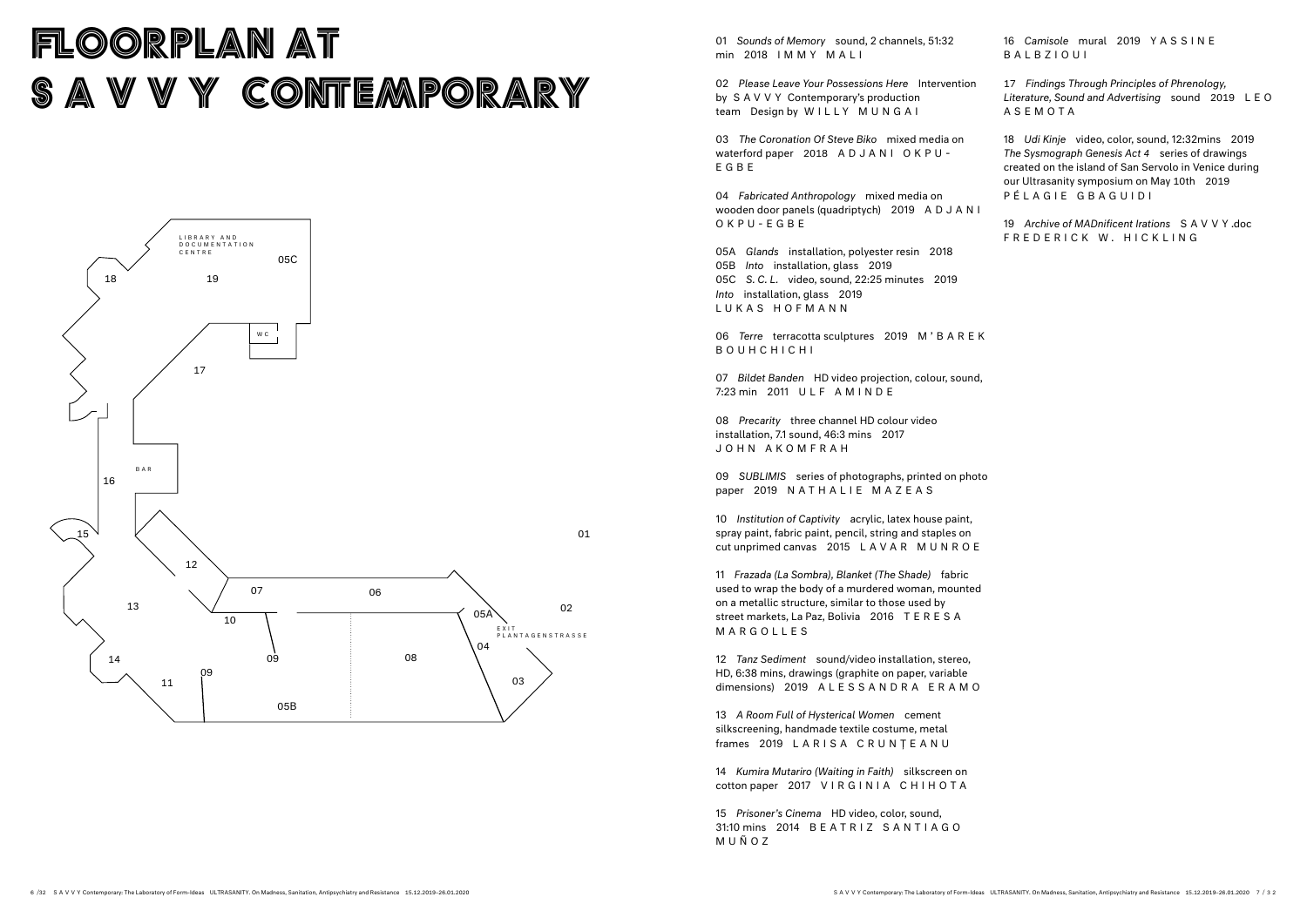# FLOORPLAN AT S A V V Y CONTEMPORARY

LIBRARY AND DOCUMENTATION CENTRE

WC

BAR

EXIT PLANTAGENSTRASSE

01 *Sounds of Memory* sound, 2 channels, 51:32 min 2018 I M M Y M A L I

02 *Please Leave Your Possessions Here* Intervention by S A V V Y Contemporary's production team Design by W I L L Y M U N G A I

03 *The Coronation Of Steve Biko* mixed media on waterford paper 2018 A D J A N I O K P U - E G B E

04 *Fabricated Anthropology* mixed media on wooden door panels (quadriptych) 2019 A D J A N I O K P U - E G B E

05A *Glands* installation, polyester resin 2018
05B *Into* installation, glass 2019
05C *S. C. L.* video, sound, 22:25 minutes 2019
*Into* installation, glass 2019
L U K A S H O F M A N N

06 *Terre* terracotta sculptures 2019 M ' B A R E K B O U H C H I C H I

07 *Bildet Banden* HD video projection, colour, sound, 7:23 min 2011 U L F A M I N D E

08 *Precarity* three channel HD colour video installation, 7.1 sound, 46:3 mins 2017 J O H N A K O M F R A H

09 *SUBLIMIS* series of photographs, printed on photo paper 2019 N A T H A L I E M A Z E A S

10 *Institution of Captivity* acrylic, latex house paint, spray paint, fabric paint, pencil, string and staples on cut unprimed canvas 2015 L A V A R M U N R O E

11 *Frazada (La Sombra), Blanket (The Shade)* fabric used to wrap the body of a murdered woman, mounted on a metallic structure, similar to those used by street markets, La Paz, Bolivia 2016 T E R E S A M A R G O L L E S

12 *Tanz Sediment* sound/video installation, stereo, HD, 6:38 mins, drawings (graphite on paper, variable dimensions) 2019 A L E S S A N D R A E R A M O

13 *A Room Full of Hysterical Women* cement silkscreening, handmade textile costume, metal frames 2019 L A R I S A C R U N Ț E A N U

14 *Kumira Mutariro (Waiting in Faith)* silkscreen on cotton paper 2017 V I R G I N I A C H I H O T A

15 *Prisoner's Cinema* HD video, color, sound, 31:10 mins 2014 B E A T R I Z S A N T I A G O M U Ñ O Z

16 *Camisole* mural 2019 Y A S S I N E B A L B Z I O U I

17 *Findings Through Principles of Phrenology, Literature, Sound and Advertising* sound 2019 L E O A S E M O T A

18 *Udi Kinje* video, color, sound, 12:32mins 2019
*The Sysmograph Genesis Act 4* series of drawings created on the island of San Servolo in Venice during our Ultrasanity symposium on May 10th 2019
P É L A G I E G B A G U I D I

19 *Archive of MADnificent Irations* S A V V Y .doc F R E D E R I C K W. H I C K L I N G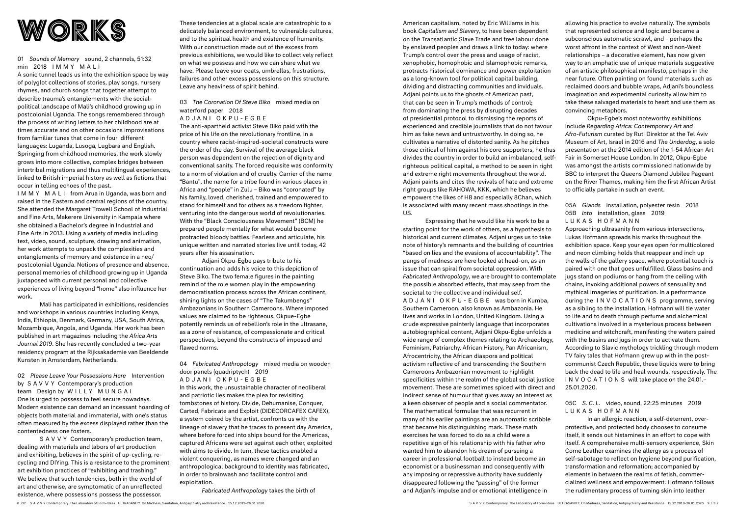# WORKS

01 *Sounds of Memory* sound, 2 channels, 51:32 min 2018 I M M Y M A L I

A sonic tunnel leads us into the exhibition space by way of polyglot collections of stories, play songs, nursery rhymes, and church songs that together attempt to describe trauma's entanglements with the social-political landscape of Mali's childhood growing up in postcolonial Uganda. The songs remembered through the process of writing letters to her childhood are at times accurate and on other occasions improvisations from familiar tunes that come in four different languages: Luganda, Lusoga, Lugbara and English. Springing from childhood memories, the work slowly grows into more collective, complex bridges between intertribal migrations and thus multilingual experiences, linked to British imperial history as well as fictions that occur in telling echoes of the past.

I M M Y M A L I from Arua in Uganda, was born and raised in the Eastern and central regions of the country. She attended the Margaret Trowell School of Industrial and Fine Arts, Makerere University in Kampala where she obtained a Bachelor's degree in Industrial and Fine Arts in 2013. Using a variety of media including text, video, sound, sculpture, drawing and animation, her work attempts to unpack the complexities and entanglements of memory and existence in a neo/postcolonial Uganda. Notions of presence and absence, personal memories of childhood growing up in Uganda juxtaposed with current personal and collective experiences of living beyond "home" also influence her work.

Mali has participated in exhibitions, residencies and workshops in various countries including Kenya, India, Ethiopia, Denmark, Germany, USA, South Africa, Mozambique, Angola, and Uganda. Her work has been published in art magazines including the *Africa Arts Journal 2019*. She has recently concluded a two-year residency program at the Rijksakademie van Beeldende Kunsten in Amsterdam, Netherlands.

02 *Please Leave Your Possessions Here* Intervention by S A V V Y Contemporary's production team Design by W I L L Y M U N G A I

One is urged to possess to feel secure nowadays. Modern existence can demand an incessant hoarding of objects both material and immaterial, with one's status often measured by the excess displayed rather than the contentedness one fosters.

S A V V Y Contemporary's production team, dealing with materials and labors of art production and exhibiting, believes in the spirit of up-cycling, re-cycling and DIYing. This is a resistance to the prominent art exhibition practices of "exhibiting and trashing." We believe that such tendencies, both in the world of art and otherwise, are symptomatic of an unreflected existence, where possessions possess the possessor. These tendencies at a global scale are catastrophic to a delicately balanced environment, to vulnerable cultures, and to the spiritual health and existence of humanity. With our construction made out of the excess from previous exhibitions, we would like to collectively reflect on what we possess and how we can share what we have. Please leave your coats, umbrellas, frustrations, failures and other excess possessions on this structure. Leave any heaviness of spirit behind.

03 *The Coronation Of Steve Biko* mixed media on waterford paper 2018 A D J A N I O K P U - E G B E

The anti-apartheid activist Steve Biko paid with the price of his life on the revolutionary frontline, in a country where racist-inspired-societal constructs were the order of the day. Survival of the average black person was dependent on the rejection of dignity and conventional sanity. The forced requisite was conformity to a norm of violation and of cruelty. Carrier of the name "Bantu", the name for a tribe found in various places in Africa and "people" in Zulu – Biko was "coronated" by his family, loved, cherished, trained and empowered to stand for himself and for others as a freedom fighter, venturing into the dangerous world of revolutionaries. With the "Black Consciousness Movement" (BCM) he prepared people mentally for what would become protracted bloody battles. Fearless and articulate, his unique written and narrated stories live until today, 42 years after his assasination.

Adjani Okpu-Egbe pays tribute to his continuation and adds his voice to this depiction of Steve Biko. The two female figures in the painting remind of the role women play in the empowering democratisation process across the African continent, shining lights on the cases of "The Takumbengs" Ambazonians in Southern Cameroons. Where imposed values are claimed to be righteous, Okpue-Egbe potently reminds us of rebellion's role in the ultrasane, as a zone of resistance, of compassionate and critical perspectives, beyond the constructs of imposed and flawed norms.

04 *Fabricated Anthropology* mixed media on wooden door panels (quadriptych) 2019 A D J A N I O K P U - E G B E

In this work, the unsustainable character of neoliberal and patriotic lies makes the plea for revisiting tombstones of history. Divide, Dehumanise, Conquer, Carted, Fabricate and Exploit (DIDECORCAFEX CAFEX), a system coined by the artist, confronts us with the lineage of slavery that he traces to present day America, where before forced into ships bound for the Americas, captured Africans were set against each other, exploited with aims to divide. In turn, these tactics enabled a violent conquering, as names were changed and an anthropological background to identity was fabricated, in order to brainwash and facilitate control and exploitation.

*Fabricated Anthropology* takes the birth of American capitalism, noted by Eric Williams in his book *Capitalism and Slavery*, to have been dependent on the Transatlantic Slave Trade and free labour done by enslaved peoples and draws a link to today: where Trump's control over the press and usage of racist, xenophobic, homophobic and islamophobic remarks, protracts historical dominance and power exploitation as a long-known tool for political capital building, dividing and distracting communities and inviduals. Adjani points us to the ghosts of American past, that can be seen in Trump's methods of control; from dominating the press by disrupting decades of presidential protocol to dismissing the reports of experienced and credible journalists that do not favour him as fake news and untrustworthy. In doing so, he cultivates a narrative of distorted sanity. As he pitches those critical of him against his core supporters, he thus divides the country in order to build an imbalanced, self-righteous political capital, a method to be seen in right and extreme right movements throughout the world. Adjani paints and cites the revivals of hate and extreme right groups like RAHOWA, KKK, which he believes empowers the likes of H8 and especially 8Chan, which is associated with many recent mass shootings in the US.

Expressing that he would like his work to be a starting point for the work of others, as a hypothesis to historical and current climates, Adjani urges us to take note of history's remnants and the building of countries "based on lies and the evasions of accountability". The pangs of madness are here looked at head-on, as an issue that can spiral from societal oppression. With *Fabricated Anthropology*, we are brought to contemplate the possible absorbed effects, that may seep from the societal to the collective and individual self.

A D J A N I O K P U - E G B E was born in Kumba, Southern Cameroon, also known as Ambazonia. He lives and works in London, United Kingdom. Using a crude expressive painterly language that incorporates autobiographical content, Adjani Okpu-Egbe unfolds a wide range of complex themes relating to Archaeology, Feminism, Patriarchy, African History, Pan Africanism, Afrocentricity, the African diaspora and political activism reflective of and transcending the Southern Cameroons Ambazonian movement to highlight specificities within the realm of the global social justice movement. These are sometimes spiced with direct and indirect sense of humour that gives away an interest as a keen observer of people and a social commentator. The mathematical formulae that was recurrent in many of his earlier paintings are an automatic scribble that became his distinguishing mark. These math exercises he was forced to do as a child were a repetitive sign of his relationship with his father who wanted him to abandon his dream of pursuing a career in professional football to instead become an economist or a businessman and consequently with any imposing or repressive authority have suddenly disappeared following the "passing" of the former and Adjani's impulse and or emotional intelligence in allowing his practice to evolve naturally. The symbols that represented science and logic and became a subconscious automatic scrawl, and – perhaps the worst affront in the context of West and non-West relationships – a decorative element, has now given way to an emphatic use of unique materials suggestive of an artistic philosophical manifesto, perhaps in the near future. Often painting on found materials such as reclaimed doors and bubble wraps, Adjani's boundless imagination and experimental curiosity allow him to take these salvaged materials to heart and use them as convincing metaphors.

Okpu-Egbe's most noteworthy exhibitions include *Regarding Africa: Contemporary Art and Afro-Futurism* curated by Ruti Direktor at the Tel Aviv Museum of Art, Israel in 2016 and *The Underdog*, a solo presentation at the 2014 edition of the 1-54 African Art Fair in Somerset House London. In 2012, Okpu-Egbe was amongst the artists commissioned nationwide by BBC to interpret the Queens Diamond Jubilee Pageant on the River Thames, making him the first African Artist to officially partake in such an event.

05A *Glands* installation, polyester resin 2018
05B *Into* installation, glass 2019
L U K A S H O F M A N N

Approaching ultrasanity from various intersections, Lukas Hofmann spreads his marks throughout the exhibition space. Keep your eyes open for multicolored and neon climbing holds that reappear and inch up the walls of the gallery space, where potential touch is paired with one that goes unfulfilled. Glass basins and jugs stand on podiums or hang from the ceiling with chains, invoking additional powers of sensuality and mythical imageries of purification. In a performance during the I N V O C A T I O N S programme, serving as a sibling to the installation, Hofmann will tie water to life and to death through perfume and alchemical cultivations involved in a mysterious process between medicine and witchcraft, manifesting the waters paired with the basins and jugs in order to activate them. According to Slavic mythology trickling through modern TV fairy tales that Hofmann grew up with in the post-communist Czech Republic, these liquids were to bring back the dead to life and heal wounds, respectively. The I N V O C A T I O N S will take place on the 24.01.–25.01.2020.

05C *S. C. L.* video, sound, 22:25 minutes 2019
L U K A S H O F M A N N

In an allergic reaction, a self-deterrent, over-protective, and protected body chooses to consume itself, it sends out histamines in an effort to cope with itself. A comprehensive multi-sensory experience, Skin Come Leather examines the allergy as a process of self-sabotage to reflect on hygiene beyond purification, transformation and reformation; accompanied by elements in between the realms of fetish, commer-cialized wellness and empowerment. Hofmann follows the rudimentary process of turning skin into leather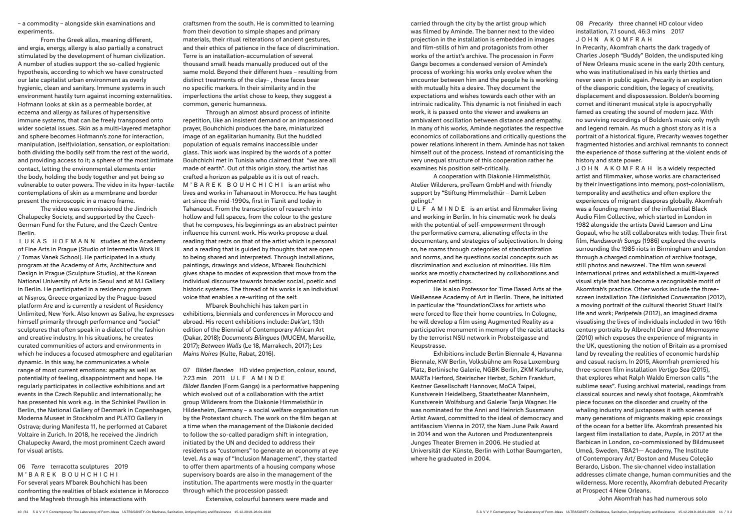– a commodity – alongside skin examinations and experiments.

From the Greek allos, meaning different, and ergia, energy, allergy is also partially a construct stimulated by the development of human civilization. A number of studies support the so-called hygienic hypothesis, according to which we have constructed our late capitalist urban environment as overly hygienic, clean and sanitary. Immune systems in such environment hastily turn against incoming externalities. Hofmann looks at skin as a permeable border, at eczema and allergy as failures of hypersensitive immune systems, that can be freely transposed onto wider societal issues. Skin as a multi-layered metaphor and sphere becomes Hofmann's zone for interaction, manipulation, (self)violation, sensation, or exploitation: both dividing the bodily self from the rest of the world, and providing access to it; a sphere of the most intimate contact, letting the environmental elements enter the body, holding the body together and yet being so vulnerable to outer powers. The video in its hyper-tactile contemplations of skin as a membrane and border present the microscopic in a macro frame.

The video was commissioned the Jindrich Chalupecky Society, and supported by the Czech-German Fund for the Future, and the Czech Centre Berlin.

LUKAS HOFMANN studies at the Academy of Fine Arts in Prague (Studio of Intermedia Work III / Tomas Vanek School). He participated in a study program at the Academy of Arts, Architecture and Design in Prague (Sculpture Studio), at the Korean National University of Arts in Seoul and at M.I Gallery in Berlin. He participated in a residency program at Nisyros, Greece organized by the Prague-based platform Are and is currently a resident of Residency Unlimited, New York. Also known as Saliva, he expresses himself primarily through performance and "social" sculptures that often speak in a dialect of the fashion and creative industry. In his situations, he creates curated communities of actors and environments in which he induces a focused atmosphere and egalitarian dynamic. In this way, he communicates a whole range of most current emotions: apathy as well as potentiality of feeling, disappointment and hope. He regularly participates in collective exhibitions and art events in the Czech Republic and internationally; he has presented his work e.g. in the Schinkel Pavillon in Berlin, the National Gallery of Denmark in Copenhagen, Moderna Museet in Stockholm and PLATO Gallery in Ostrava; during Manifesta 11, he performed at Cabaret Voltaire in Zurich. In 2018, he received the Jindrich Chalupecky Award, the most prominent Czech award for visual artists.

## 06 *Terre* terracotta sculptures 2019 M'BAREK BOUHCHICHI

For several years M'barek Bouhchichi has been confronting the realities of black existence in Morocco and the Maghreb through his interactions with craftsmen from the south. He is committed to learning from their devotion to simple shapes and primary materials, their ritual reiterations of ancient gestures, and their ethics of patience in the face of discrimination. Terre is an installation-accumulation of several thousand small heads manually produced out of the same mold. Beyond their different hues – resulting from distinct treatments of the clay– , these faces bear no specific markers. In their similarity and in the imperfections the artist chose to keep, they suggest a common, generic humanness.

Through an almost absurd process of infinite repetition, like an insistent demand or an impassioned prayer, Bouhchichi produces the bare, miniaturized image of an egalitarian humanity. But the huddled population of equals remains inaccessible under glass. This work was inspired by the words of a potter Bouhchichi met in Tunisia who claimed that "we are all made of earth". Out of this origin story, the artist has crafted a horizon as palpable as it is out of reach.

M'BAREK BOUHCHICHI is an artist who lives and works in Tahanaout in Morocco. He has taught art since the mid–1990s, first in Tiznit and today in Tahanaout. From the transcription of research into hollow and full spaces, from the colour to the gesture that he composes, his beginnings as an abstract painter influence his current work. His works propose a dual reading that rests on that of the artist which is personal and a reading that is guided by thoughts that are open to being shared and interpreted. Through installations, paintings, drawings and videos, M'barek Bouhchichi gives shape to modes of expression that move from the individual discourse towards broader social, poetic and historic systems. The thread of his works is an individual voice that enables a re-writing of the self.

M'barek Bouhchichi has taken part in exhibitions, biennials and conferences in Morocco and abroad. His recent exhibitions include: *Dak'art*, 13th edition of the Biennial of Contemporary African Art (Dakar, 2018); *Documents Bilingues* (MUCEM, Marseille, 2017); *Between Walls* (Le 18, Marrakech, 2017); *Les Mains Noires* (Kulte, Rabat, 2016).

## 07 *Bildet Banden* HD video projection, colour, sound, 7:23 min 2011 ULF AMINDE

*Bildet Banden* (Form Gangs) is a performative happening which evolved out of a collaboration with the artist group Wilderers from the Diakonie Himmelsthür in Hildesheim, Germany – a social welfare organisation run by the Protestant church. The work on the film began at a time when the management of the Diakonie decided to follow the so-called paradigm shift in integration, initiated by the UN and decided to address their residents as "customers" to generate an economy at eye level. As a way of "Inclusion Management", they started to offer them apartments of a housing company whose supervisory boards are also in the management of the institution. The apartments were mostly in the quarter through which the procession passed:

Extensive, colourful banners were made and carried through the city by the artist group which was filmed by Aminde. The banner next to the video projection in the installation is embedded in images and film-stills of him and protagonists from other works of the artist's archive. The procession in *Form Gangs* becomes a condensed version of Aminde's process of working: his works only evolve when the encounter between him and the people he is working with mutually hits a desire. They document the expectations and wishes towards each other with an intrinsic radicality. This dynamic is not finished in each work, it is passed onto the viewer and awakens an ambivalent oscillation between distance and empathy. In many of his works, Aminde negotiates the respective economics of collaborations and critically questions the power relations inherent in them. Aminde has not taken himself out of the process. Instead of romanticising the very unequal structure of this cooperation rather he examines his position self-critically.

A cooperation with Diakonie Himmelsthür, Atelier Wilderers, proTeam GmbH and with friendly support by "Stiftung Himmelsthür – Damit Leben gelingt."

ULF AMINDE is an artist and filmmaker living and working in Berlin. In his cinematic work he deals with the potential of self-empowerment through the performative camera, alienating effects in the documentary, and strategies of subjectivation. In doing so, he roams through categories of standardization and norms, and he questions social concepts such as discrimination and exclusion of minorities. His film works are mostly characterized by collaborations and experimental settings.

He is also Professor for Time Based Arts at the Weißensee Academy of Art in Berlin. There, he initiated in particular the *foundationClass for artists who were forced to flee their home countries. In Cologne, he will develop a film using Augmented Reality as a participative monument in memory of the racist attacks by the terrorist NSU network in Probsteigasse and Keupstrasse.

Exhibitions include Berlin Biennale 4, Havanna Biennale, KW Berlin, Volksbühne am Rosa Luxemburg Platz, Berlinische Galerie, NGBK Berlin, ZKM Karlsruhe, MARTa Herford, Steirischer Herbst, Schirn Frankfurt, Kestner Gesellschaft Hannover, MoCA Taipei, Kunstverein Heidelberg, Staatstheater Mannheim, Kunstverein Wolfsburg and Galerie Tanja Wagner. He was nominated for the Anni and Heinrich Sussmann Artist Award, committed to the ideal of democracy and antifascism Vienna in 2017, the Nam June Paik Award in 2014 and won the Autoren und Produzentenpreis Junges Theater Bremen in 2006. He studied at Universität der Künste, Berlin with Lothar Baumgarten, where he graduated in 2004.

## 08 *Precarity* three channel HD colour video installation, 7.1 sound, 46:3 mins 2017 JOHN AKOMFRAH

In *Precarity*, Akomfrah charts the dark tragedy of Charles Joseph "Buddy" Bolden, the undisputed king of New Orleans music scene in the early 20th century, who was institutionalised in his early thirties and never seen in public again. *Precarity* is an exploration of the diasporic condition, the legacy of creativity, displacement and dispossession. Bolden's booming cornet and itinerant musical style is apocryphally famed as creating the sound of modern jazz. With no surviving recordings of Bolden's music only myth and legend remain. As much a ghost story as it is a portrait of a historical figure, *Precarity* weaves together fragmented histories and archival remnants to connect the experience of those suffering at the violent ends of history and state power.

JOHN AKOMFRAH is a widely respected artist and filmmaker, whose works are characterised by their investigations into memory, post-colonialism, temporality and aesthetics and often explore the experiences of migrant diasporas globally. Akomfrah was a founding member of the influential Black Audio Film Collective, which started in London in 1982 alongside the artists David Lawson and Lina Gopaul, who he still collaborates with today. Their first film, *Handsworth Songs* (1986) explored the events surrounding the 1985 riots in Birmingham and London through a charged combination of archive footage, still photos and newsreel. The film won several international prizes and established a multi-layered visual style that has become a recognisable motif of Akomfrah's practice. Other works include the three-screen installation *The Unfinished Conversation* (2012), a moving portrait of the cultural theorist Stuart Hall's life and work; *Peripeteia* (2012), an imagined drama visualising the lives of individuals included in two 16th century portraits by Albrecht Dürer and *Mnemosyne* (2010) which exposes the experience of migrants in the UK, questioning the notion of Britain as a promised land by revealing the realities of economic hardship and casual racism. In 2015, Akomfrah premiered his three-screen film installation *Vertigo Sea* (2015), that explores what Ralph Waldo Emerson calls "the sublime seas". Fusing archival material, readings from classical sources and newly shot footage, Akomfrah's piece focuses on the disorder and cruelty of the whaling industry and juxtaposes it with scenes of many generations of migrants making epic crossings of the ocean for a better life. Akomfrah presented his largest film installation to date, *Purple*, in 2017 at the Barbican in London, co-commissioned by Bildmuseet Umeå, Sweden, TBA21— Academy, The Institute of Contemporary Art/ Boston and Museu Coleção Berardo, Lisbon. The six-channel video installation addresses climate change, human communities and the wilderness. More recently, Akomfrah debuted *Precarity* at Prospect 4 New Orleans.

John Akomfrah has had numerous solo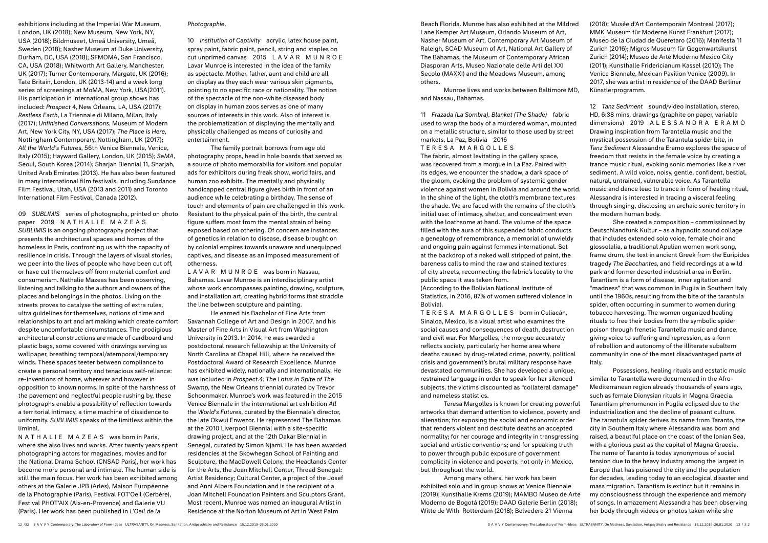exhibitions including at the Imperial War Museum, London, UK (2018); New Museum, New York, NY, USA (2018); Bildmuseet, Umeå University, Umeå, Sweden (2018); Nasher Museum at Duke University, Durham, DC, USA (2018); SFMOMA, San Francisco, CA, USA (2018); Whitworth Art Gallery, Manchester, UK (2017); Turner Contemporary, Margate, UK (2016); Tate Britain, London, UK (2013-14) and a week long series of screenings at MoMA, New York, USA(2011). His participation in international group shows has included: *Prospect* 4, New Orleans, LA, USA (2017); *Restless Earth*, La Triennale di Milano, Milan, Italy (2017); *Unfinished Conversations*, Museum of Modern Art, New York City, NY, USA (2017); *The Place is Here*, Nottingham Contemporary, Nottingham, UK (2017); *All the World's Futures*, 56th Venice Biennale, Venice, Italy (2015); Hayward Gallery, London, UK (2015); *SeMA*, Seoul, South Korea (2014); Sharjah Biennial 11, Sharjah, United Arab Emirates (2013). He has also been featured in many international film festivals, including Sundance Film Festival, Utah, USA (2013 and 2011) and Toronto International Film Festival, Canada (2012).

09 *SUBLIMIS* series of photographs, printed on photo paper 2019 N A T H A L I E M A Z E A S
*SUBLIMIS* is an ongoing photography project that presents the architectural spaces and homes of the homeless in Paris, confronting us with the capacity of resilience in crisis. Through the layers of visual stories, we peer into the lives of people who have been cut off, or have cut themselves off from material comfort and consumerism. Nathalie Mazeas has been observing, listening and talking to the authors and owners of the places and belongings in the photos. Living on the streets proves to catalyse the setting of extra rules, ultra guidelines for themselves, notions of time and relationships to art and art making which create comfort despite uncomfortable circumstances. The prodigious architectural constructions are made of cardboard and plastic bags, some covered with drawings serving as wallpaper, breathing temporal/atemporal/temporary winds. These spaces teeter between compliance to create a personal territory and tenacious self-reliance: re-inventions of home, wherever and however in opposition to known norms. In spite of the harshness of the pavement and neglectful people rushing by, these photographs enable a possibility of reflection towards a territorial intimacy, a time machine of dissidence to uniformity. *SUBLIMIS* speaks of the limitless within the liminal.

N A T H A L I E M A Z E A S was born in Paris, where she also lives and works. After twenty years spent photographing actors for magazines, movies and for the National Drama School (CNSAD Paris), her work has become more personal and intimate. The human side is still the main focus. Her work has been exhibited among others at the Galerie JPB (Arles), Maison Européenne de la Photographie (Paris), Festival FOT'Oeil (Cerbère), Festival PHOT'AIX (Aix-en-Provence) and Galerie VU (Paris). Her work has been published in *L'Oeil de la Photographie*.

10 *Institution of Captivity* acrylic, latex house paint, spray paint, fabric paint, pencil, string and staples on cut unprimed canvas 2015 L A V A R M U N R O E
Lavar Munroe is interested in the idea of the family as spectacle. Mother, father, aunt and child are all on display as they each wear various skin pigments, pointing to no specific race or nationality. The notion of the spectacle of the non-white diseased body on display in human zoos serves as one of many sources of interests in this work. Also of interest is the problematization of displaying the mentally and physically challenged as means of curiosity and entertainment.

The family portrait borrows from age old photography props, head in hole boards that served as a source of photo memorabilia for visitors and popular ads for exhibitors during freak show, world fairs, and human zoo exhibits. The mentally and physically handicapped central figure gives birth in front of an audience while celebrating a birthday. The sense of touch and elements of pain are challenged in this work. Resistant to the physical pain of the birth, the central figure suffers most from the mental strain of being exposed based on othering. Of concern are instances of genetics in relation to disease, disease brought on by colonial empires towards unaware and unequipped captives, and disease as an imposed measurement of otherness.

L A V A R M U N R O E was born in Nassau, Bahamas. Lavar Munroe is an interdisciplinary artist whose work encompasses painting, drawing, sculpture, and installation art, creating hybrid forms that straddle the line between sculpture and painting.

He earned his Bachelor of Fine Arts from Savannah College of Art and Design in 2007, and his Master of Fine Arts in Visual Art from Washington University in 2013. In 2014, he was awarded a postdoctoral research fellowship at the University of North Carolina at Chapel Hill, where he received the Postdoctoral Award of Research Excellence. Munroe has exhibited widely, nationally and internationally. He was included in *Prospect.4: The Lotus in Spite of The Swamp*, the New Orleans triennial curated by Trevor Schoonmaker. Munroe's work was featured in the 2015 Venice Biennale in the international art exhibition *All the World's Futures*, curated by the Biennale's director, the late Okwui Enwezor. He represented The Bahamas at the 2010 Liverpool Biennial with a site-specific drawing project, and at the 12th Dakar Biennial in Senegal, curated by Simon Njami. He has been awarded residencies at the Skowhegan School of Painting and Sculpture, the MacDowell Colony, the Headlands Center for the Arts, the Joan Mitchell Center, Thread Senegal: Artist Residency; Cultural Center, a project of the Josef and Anni Albers Foundation and is the recipient of a Joan Mitchell Foundation Painters and Sculptors Grant. Most recent, Munroe was named an inaugural Artist in Residence at the Norton Museum of Art in West Palm Beach Florida. Munroe has also exhibited at the Mildred Lane Kemper Art Museum, Orlando Museum of Art, Nasher Museum of Art, Contemporary Art Museum of Raleigh, SCAD Museum of Art, National Art Gallery of The Bahamas, the Museum of Contemporary African Diasporan Arts, Museo Nazionale delle Arti del XXI Secolo (MAXXI) and the Meadows Museum, among others.

Munroe lives and works between Baltimore MD, and Nassau, Bahamas.

11 *Frazada (La Sombra), Blanket (The Shade)* fabric used to wrap the body of a murdered woman, mounted on a metallic structure, similar to those used by street markets, La Paz, Bolivia 2016
T E R E S A M A R G O L L E S
The fabric, almost levitating in the gallery space, was recovered from a morgue in La Paz. Paired with its edges, we encounter the shadow, a dark space of the gloom, evoking the problem of systemic gender violence against women in Bolivia and around the world. In the shine of the light, the cloth's membrane textures the shade. We are faced with the remains of the cloth's initial use: of intimacy, shelter, and concealment even with the loathsome at hand. The volume of the space filled with the aura of this suspended fabric conducts a genealogy of remembrance, a memorial of unwieldy and ongoing pain against femmes international. Set at the backdrop of a naked wall stripped of paint, the bareness calls to mind the raw and stained textures of city streets, reconnecting the fabric's locality to the public space it was taken from.
(According to the Bolivian National Institute of Statistics, in 2016, 87% of women suffered violence in Bolivia).

T E R E S A M A R G O L L E S born in Culiacán, Sinaloa, Mexico, is a visual artist who examines the social causes and consequences of death, destruction and civil war. For Margolles, the morgue accurately reflects society, particularly her home area where deaths caused by drug-related crime, poverty, political crisis and government's brutal military response have devastated communities. She has developed a unique, restrained language in order to speak for her silenced subjects, the victims discounted as "collateral damage" and nameless statistics.

Teresa Margolles is known for creating powerful artworks that demand attention to violence, poverty and alienation; for exposing the social and economic order that renders violent and destitute deaths an accepted normality; for her courage and integrity in transgressing social and artistic conventions; and for speaking truth to power through public exposure of government complicity in violence and poverty, not only in Mexico, but throughout the world.

Among many others, her work has been exhibited solo and in group shows at Venice Biennale (2019); Kunsthalle Krems (2019); MAMBO Museo de Arte Moderno de Bogotá (2019); DAAD Galerie Berlin (2018); Witte de With Rotterdam (2018); Belvedere 21 Vienna (2018); Musée d'Art Contemporain Montreal (2017); MMK Museum für Moderne Kunst Frankfurt (2017); Museo de la Ciudad de Queretaro (2016); Manifesta 11 Zurich (2016); Migros Museum für Gegenwartskunst Zurich (2014); Museo de Arte Moderno Mexico City (2011); Kunsthalle Fridericianum Kassel (2010); The Venice Biennale, Mexican Pavilion Venice (2009). In 2017, she was artist in residence of the DAAD Berliner Künstlerprogramm.

12 *Tanz Sediment* sound/video installation, stereo, HD, 6:38 mins, drawings (graphite on paper, variable dimensions) 2019 A L E S S A N D R A E R A M O
Drawing inspiration from Tarantella music and the mystical possession of the Tarantula spider bite, in *Tanz Sediment* Alessandra Eramo explores the space of freedom that resists in the female voice by creating a trance music ritual, evoking sonic memories like a river sediment. A wild voice, noisy, gentle, confident, bestial, natural, untrained, vulnerable voice. As Tarantella music and dance lead to trance in form of healing ritual, Alessandra is interested in tracing a visceral feeling through singing, disclosing an archaic sonic territory in the modern human body.

She created a composition – commissioned by Deutschlandfunk Kultur – as a hypnotic sound collage that includes extended solo voice, female choir and glossolalia, a traditional Apulian women work song, frame drum, the text in ancient Greek from the Euripides tragedy *The Bacchantes*, and field recordings at a wild park and former deserted industrial area in Berlin. Tarantism is a form of disease, inner agitation and "madness" that was common in Puglia in Southern Italy until the 1960s, resulting from the bite of the tarantula spider, often occurring in summer to women during tobacco harvesting. The women organized healing rituals to free their bodies from the symbolic spider poison through frenetic Tarantella music and dance, giving voice to suffering and repression, as a form of rebellion and autonomy of the illiterate subaltern community in one of the most disadvantaged parts of Italy.

Possessions, healing rituals and ecstatic music similar to Tarantella were documented in the Afro-Mediterranean region already thousands of years ago, such as female Dionysian rituals in Magna Graecia. Tarantism phenomenon in Puglia eclipsed due to the industrialization and the decline of peasant culture. The tarantula spider derives its name from Taranto, the city in Southern Italy where Alessandra was born and raised, a beautiful place on the coast of the Ionian Sea, with a glorious past as the capital of Magna Graecia. The name of Taranto is today synonymous of social tension due to the heavy industry among the largest in Europe that has poisoned the city and the population for decades, leading today to an ecological disaster and mass migration. Tarantism is extinct but it remains in my consciousness through the experience and memory of songs. In amazement Alessandra has been observing her body through videos or photos taken while she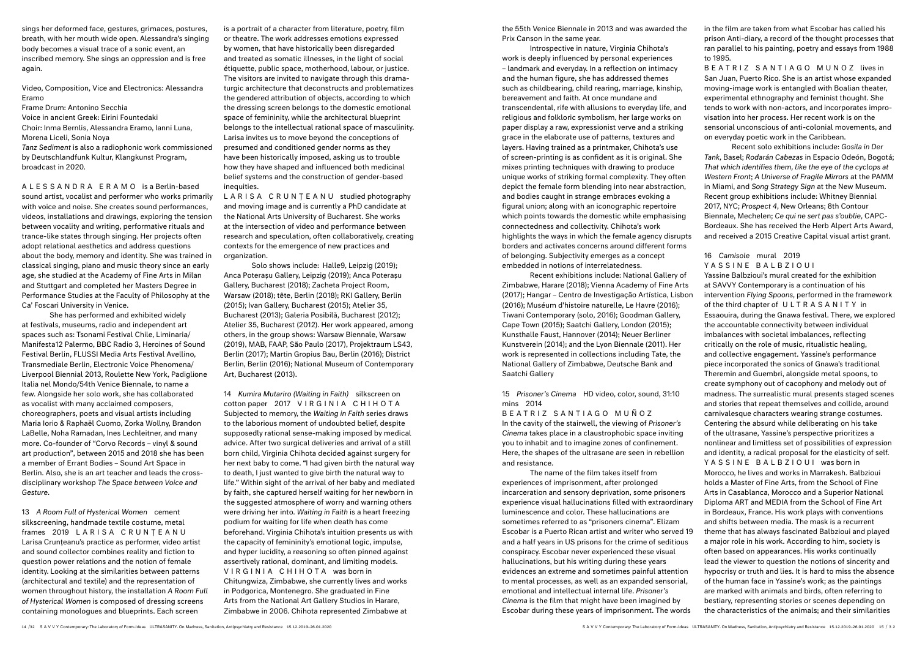sings her deformed face, gestures, grimaces, postures, breath, with her mouth wide open. Alessandra's singing body becomes a visual trace of a sonic event, an inscribed memory. She sings an oppression and is free again.

Video, Composition, Vice and Electronics: Alessandra Eramo
Frame Drum: Antonino Secchia
Voice in ancient Greek: Eirini Fountedaki
Choir: Inma Bernlis, Alessandra Eramo, Ianni Luna, Morena Liceli, Sonia Noya
*Tanz Sediment* is also a radiophonic work commissioned by Deutschlandfunk Kultur, Klangkunst Program, broadcast in 2020.

A L E S S A N D R A   E R A M O is a Berlin-based sound artist, vocalist and performer who works primarily with voice and noise. She creates sound performances, videos, installations and drawings, exploring the tension between vocality and writing, performative rituals and trance-like states through singing. Her projects often adopt relational aesthetics and address questions about the body, memory and identity. She was trained in classical singing, piano and music theory since an early age, she studied at the Academy of Fine Arts in Milan and Stuttgart and completed her Masters Degree in Performance Studies at the Faculty of Philosophy at the Ca' Foscari University in Venice.

She has performed and exhibited widely at festivals, museums, radio and independent art spaces such as: Tsonami Festival Chile, Liminaria/ Manifesta12 Palermo, BBC Radio 3, Heroines of Sound Festival Berlin, FLUSSI Media Arts Festival Avellino, Transmediale Berlin, Electronic Voice Phenomena/ Liverpool Biennial 2013, Roulette New York, Padiglione Italia nel Mondo/54th Venice Biennale, to name a few. Alongside her solo work, she has collaborated as vocalist with many acclaimed composers, choreographers, poets and visual artists including Maria Iorio & Raphaël Cuomo, Zorka Wollny, Brandon LaBelle, Noha Ramadan, Ines Lechleitner, and many more. Co-founder of "Corvo Records – vinyl & sound art production", between 2015 and 2018 she has been a member of Errant Bodies – Sound Art Space in Berlin. Also, she is an art teacher and leads the cross-disciplinary workshop *The Space between Voice and Gesture*.

13 *A Room Full of Hysterical Women* cement silkscreening, handmade textile costume, metal frames 2019 L A R I S A   C R U N Ţ E A N U
Larisa Crunțeanu's practice as performer, video artist and sound collector combines reality and fiction to question power relations and the notion of female identity. Looking at the similarities between patterns (architectural and textile) and the representation of women throughout history, the installation *A Room Full of Hysterical Women* is composed of dressing screens containing monologues and blueprints. Each screen is a portrait of a character from literature, poetry, film or theatre. The work addresses emotions expressed by women, that have historically been disregarded and treated as somatic illnesses, in the light of social étiquette, public space, motherhood, labour, or justice. The visitors are invited to navigate through this dramaturgic architecture that deconstructs and problematizes the gendered attribution of objects, according to which the dressing screen belongs to the domestic emotional space of femininity, while the architectural blueprint belongs to the intellectual rational space of masculinity. Larisa invites us to move beyond the conceptions of presumed and conditioned gender norms as they have been historically imposed, asking us to trouble how they have shaped and influenced both medicinal belief systems and the construction of gender-based inequities.

L A R I S A   C R U N Ţ E A N U studied photography and moving image and is currently a PhD candidate at the National Arts University of Bucharest. She works at the intersection of video and performance between research and speculation, often collaboratively, creating contexts for the emergence of new practices and organization.

Solo shows include: Halle9, Leipzig (2019); Anca Poterașu Gallery, Leipzig (2019); Anca Poterașu Gallery, Bucharest (2018); Zacheta Project Room, Warsaw (2018); tête, Berlin (2018); RKI Gallery, Berlin (2015); Ivan Gallery, Bucharest (2015); Atelier 35, Bucharest (2013); Galeria Posibilă, Bucharest (2012); Atelier 35, Bucharest (2012). Her work appeared, among others, in the group shows: Warsaw Biennale, Warsaw (2019), MAB, FAAP, São Paulo (2017), Projektraum LS43, Berlin (2017); Martin Gropius Bau, Berlin (2016); District Berlin, Berlin (2016); National Museum of Contemporary Art, Bucharest (2013).

14 *Kumira Mutariro (Waiting in Faith)* silkscreen on cotton paper 2017 V I R G I N I A   C H I H O T A
Subjected to memory, the *Waiting in Faith* series draws to the laborious moment of undoubted belief, despite supposedly rational sense-making imposed by medical advice. After two surgical deliveries and arrival of a still born child, Virginia Chihota decided against surgery for her next baby to come. "I had given birth the natural way to death, I just wanted to give birth the natural way to life." Within sight of the arrival of her baby and mediated by faith, she captured herself waiting for her newborn in the suggested atmosphere of worry and warning others were driving her into. *Waiting in Faith* is a heart freezing podium for waiting for life when death has come beforehand. Virginia Chihota's intuition presents us with the capacity of femininity's emotional logic, impulse, and hyper lucidity, a reasoning so often pinned against assertively rational, dominant, and limiting models.
V I R G I N I A   C H I H O T A was born in Chitungwiza, Zimbabwe, she currently lives and works in Podgorica, Montenegro. She graduated in Fine Arts from the National Art Gallery Studios in Harare, Zimbabwe in 2006. Chihota represented Zimbabwe at the 55th Venice Biennale in 2013 and was awarded the Prix Canson in the same year.

Introspective in nature, Virginia Chihota's work is deeply influenced by personal experiences – landmark and everyday. In a reflection on intimacy and the human figure, she has addressed themes such as childbearing, child rearing, marriage, kinship, bereavement and faith. At once mundane and transcendental, rife with allusions to everyday life, and religious and folkloric symbolism, her large works on paper display a raw, expressionist verve and a striking grace in the elaborate use of patterns, textures and layers. Having trained as a printmaker, Chihota's use of screen-printing is as confident as it is original. She mixes printing techniques with drawing to produce unique works of striking formal complexity. They often depict the female form blending into near abstraction, and bodies caught in strange embraces evoking a figural union; along with an iconographic repertoire which points towards the domestic while emphasising connectedness and collectivity. Chihota's work highlights the ways in which the female agency disrupts borders and activates concerns around different forms of belonging. Subjectivity emerges as a concept embedded in notions of interrelatedness.

Recent exhibitions include: National Gallery of Zimbabwe, Harare (2018); Vienna Academy of Fine Arts (2017); Hangar – Centro de Investigação Artística, Lisbon (2016); Muséum d'histoire naturelle, Le Havre (2016); Tiwani Contemporary (solo, 2016); Goodman Gallery, Cape Town (2015); Saatchi Gallery, London (2015); Kunsthalle Faust, Hannover (2014); Neuer Berliner Kunstverein (2014); and the Lyon Biennale (2011). Her work is represented in collections including Tate, the National Gallery of Zimbabwe, Deutsche Bank and Saatchi Gallery

15 *Prisoner's Cinema* HD video, color, sound, 31:10 mins 2014
B E A T R I Z   S A N T I A G O   M U Ñ O Z
In the cavity of the stairwell, the viewing of *Prisoner's Cinema* takes place in a claustrophobic space inviting you to inhabit and to imagine zones of confinement. Here, the shapes of the ultrasane are seen in rebellion and resistance.

The name of the film takes itself from experiences of imprisonment, after prolonged incarceration and sensory deprivation, some prisoners experience visual hallucinations filled with extraordinary luminescence and color. These hallucinations are sometimes referred to as "prisoners cinema". Elizam Escobar is a Puerto Rican artist and writer who served 19 and a half years in US prisons for the crime of seditious conspiracy. Escobar never experienced these visual hallucinations, but his writing during these years evidences an extreme and sometimes painful attention to mental processes, as well as an expanded sensorial, emotional and intellectual internal life. *Prisoner's Cinema* is the film that might have been imagined by Escobar during these years of imprisonment. The words in the film are taken from what Escobar has called his prison Anti-diary, a record of the thought processes that ran parallel to his painting, poetry and essays from 1988 to 1995.

B E A T R I Z   S A N T I A G O   M U N O Z lives in San Juan, Puerto Rico. She is an artist whose expanded moving-image work is entangled with Boalian theater, experimental ethnography and feminist thought. She tends to work with non-actors, and incorporates improvisation into her process. Her recent work is on the sensorial unconscious of anti-colonial movements, and on everyday poetic work in the Caribbean.

Recent solo exhibitions include: *Gosila in Der Tank*, Basel; *Rodarán Cabezas* in Espacio Odeón, Bogotá; *That which identifies them, like the eye of the cyclops at Western Front*; *A Universe of Fragile Mirrors* at the PAMM in Miami, and *Song Strategy Sign* at the New Museum. Recent group exhibitions include: Whitney Biennial 2017, NYC; *Prospect 4*, New Orleans; 8th Contour Biennale, Mechelen; *Ce qui ne sert pas s'oublie*, CAPC-Bordeaux. She has received the Herb Alpert Arts Award, and received a 2015 Creative Capital visual artist grant.

16 *Camisole* mural 2019
Y A S S I N E   B A L B Z I O U I
Yassine Balbzioui's mural created for the exhibition at SAVVY Contemporary is a continuation of his intervention *Flying Spoons*, performed in the framework of the third chapter of U L T R A S A N I T Y in Essaouira, during the Gnawa festival. There, we explored the accountable connectivity between individual imbalances with societal imbalances, reflecting critically on the role of music, ritualistic healing, and collective engagement. Yassine's performance piece incorporated the sonics of Gnawa's traditional Theremin and Guembri, alongside metal spoons, to create symphony out of cacophony and melody out of madness. The surrealistic mural presents staged scenes and stories that repeat themselves and collide, around carnivalesque characters wearing strange costumes. Centering the absurd while deliberating on his take of the ultrasane, Yassine's perspective prioritizes a nonlinear and limitless set of possibilities of expression and identity, a radical proposal for the elasticity of self.
Y A S S I N E   B A L B Z I O U I was born in Morocco, he lives and works in Marrakesh. Balbzioui holds a Master of Fine Arts, from the School of Fine Arts in Casablanca, Morocco and a Superior National Diploma ART and MEDIA from the School of Fine Art in Bordeaux, France. His work plays with conventions and shifts between media. The mask is a recurrent theme that has always fascinated Balbzioui and played a major role in his work. According to him, society is often based on appearances. His works continually lead the viewer to question the notions of sincerity and hypocrisy or truth and lies. It is hard to miss the absence of the human face in Yassine's work; as the paintings are marked with animals and birds, often referring to bestiary, representing stories or scenes depending on the characteristics of the animals; and their similarities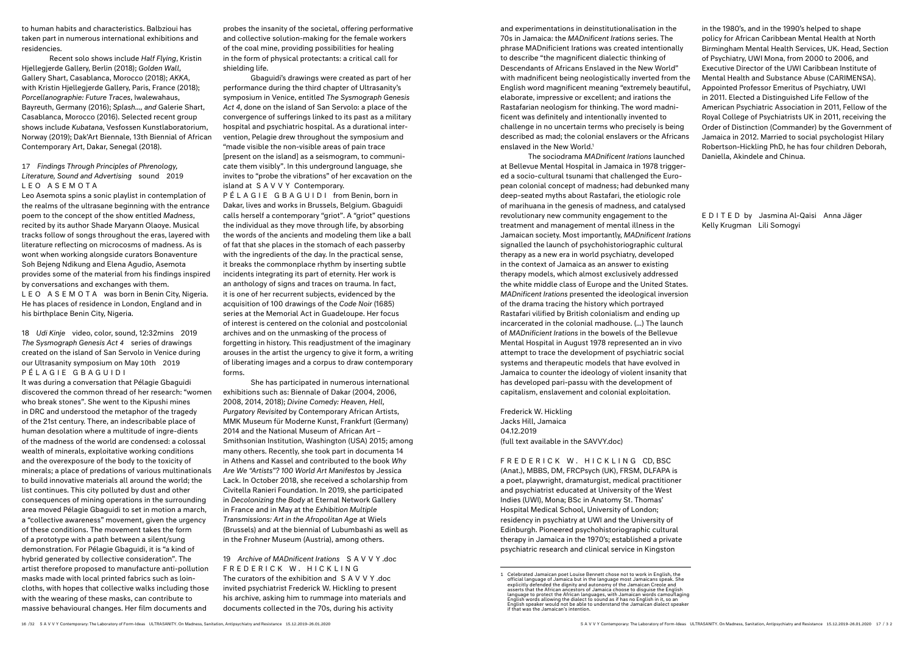to human habits and characteristics. Balbzioui has taken part in numerous international exhibitions and residencies.

Recent solo shows include *Half Flying*, Kristin Hjellegjerde Gallery, Berlin (2018); *Golden Wall*, Gallery Shart, Casablanca, Morocco (2018); *AKKA*, with Kristin Hjellegjerde Gallery, Paris, France (2018); *Porcellanographie: Future Traces*, Iwalewahaus, Bayreuth, Germany (2016); *Splash..., and* Galerie Shart, Casablanca, Morocco (2016). Selected recent group shows include *Kubatana*, Vesfossen Kunstlaboratorium, Norway (2019); Dak'Art Biennale, 13th Biennial of African Contemporary Art, Dakar, Senegal (2018).

### 17 *Findings Through Principles of Phrenology, Literature, Sound and Advertising* sound 2019 LEO ASEMOTA

Leo Asemota spins a sonic playlist in contemplation of the realms of the ultrasane beginning with the entrance poem to the concept of the show entitled *Madness*, recited by its author Shade Maryann Olaoye. Musical tracks follow of songs throughout the eras, layered with literature reflecting on microcosms of madness. As is wont when working alongside curators Bonaventure Soh Bejeng Ndikung and Elena Agudio, Asemota provides some of the material from his findings inspired by conversations and exchanges with them.

LEO ASEMOTA was born in Benin City, Nigeria. He has places of residence in London, England and in his birthplace Benin City, Nigeria.

### 18 *Udi Kinje* video, color, sound, 12:32mins 2019 *The Sysmograph Genesis Act 4* series of drawings created on the island of San Servolo in Venice during our Ultrasanity symposium on May 10th 2019 PÉLAGIE GBAGUIDI

It was during a conversation that Pélagie Gbaguidi discovered the common thread of her research: "women who break stones". She went to the Kipushi mines in DRC and understood the metaphor of the tragedy of the 21st century. There, an indescribable place of human desolation where a multitude of ingre-dients of the madness of the world are condensed: a colossal wealth of minerals, exploitative working conditions and the overexposure of the body to the toxicity of minerals; a place of predations of various multinationals to build innovative materials all around the world; the list continues. This city polluted by dust and other consequences of mining operations in the surrounding area moved Pélagie Gbaguidi to set in motion a march, a "collective awareness" movement, given the urgency of these conditions. The movement takes the form of a prototype with a path between a silent/sung demonstration. For Pélagie Gbaguidi, it is "a kind of hybrid generated by collective consideration". The artist therefore proposed to manufacture anti-pollution masks made with local printed fabrics such as loin-cloths, with hopes that collective walks including those with the wearing of these masks, can contribute to massive behavioural changes. Her film documents and probes the insanity of the societal, offering performative and collective solution-making for the female workers of the coal mine, providing possibilities for healing in the form of physical protectants: a critical call for shielding life.

Gbaguidi's drawings were created as part of her performance during the third chapter of Ultrasanity's symposium in Venice, entitled *The Sysmograph Genesis Act 4*, done on the island of San Servolo: a place of the convergence of sufferings linked to its past as a military hospital and psychiatric hospital. As a durational intervention, Pelagie drew throughout the symposium and "made visible the non-visible areas of pain trace [present on the island] as a seismogram, to communicate them visibly". In this underground language, she invites to "probe the vibrations" of her excavation on the island at SAVVY Contemporary.

PÉLAGIE GBAGUIDI from Benin, born in Dakar, lives and works in Brussels, Belgium. Gbaguidi calls herself a contemporary "griot". A "griot" questions the individual as they move through life, by absorbing the words of the ancients and modeling them like a ball of fat that she places in the stomach of each passerby with the ingredients of the day. In the practical sense, it breaks the commonplace rhythm by inserting subtle incidents integrating its part of eternity. Her work is an anthology of signs and traces on trauma. In fact, it is one of her recurrent subjects, evidenced by the acquisition of 100 drawings of the *Code Noir* (1685) series at the Memorial Act in Guadeloupe. Her focus of interest is centered on the colonial and postcolonial archives and on the unmasking of the process of forgetting in history. This readjustment of the imaginary arouses in the artist the urgency to give it form, a writing of liberating images and a corpus to draw contemporary forms.

She has participated in numerous international exhibitions such as: Biennale of Dakar (2004, 2006, 2008, 2014, 2018); *Divine Comedy: Heaven, Hell, Purgatory Revisited* by Contemporary African Artists, MMK Museum für Moderne Kunst, Frankfurt (Germany) 2014 and the National Museum of African Art – Smithsonian Institution, Washington (USA) 2015; among many others. Recently, she took part in documenta 14 in Athens and Kassel and contributed to the book *Why Are We "Artists"? 100 World Art Manifestos* by Jessica Lack. In October 2018, she received a scholarship from Civitella Ranieri Foundation. In 2019, she participated in *Decolonizing the Body* at Eternal Network Gallery in France and in May at the *Exhibition Multiple Transmissions: Art in the Afropolitan Age* at Wiels (Brussels) and at the biennial of Lubumbashi as well as in the Frohner Museum (Austria), among others.

### 19 *Archive of MADnificent Irations* SAVVY.doc FREDERICK W. HICKLING

The curators of the exhibition and SAVVY.doc invited psychiatrist Frederick W. Hickling to present his archive, asking him to rummage into materials and documents collected in the 70s, during his activity and experimentations in deinstitutionalisation in the 70s in Jamaica: the *MADnificent Irations* series. The phrase MADnificient Irations was created intentionally to describe "the magnificent dialectic thinking of Descendants of Africans Enslaved in the New World" with madnificent being neologistically inverted from the English word magnificent meaning "extremely beautiful, elaborate, impressive or excellent; and irations the Rastafarian neologism for thinking. The word madnificent was definitely and intentionally invented to challenge in no uncertain terms who precisely is being described as mad; the colonial enslavers or the Africans enslaved in the New World.[1]

The sociodrama *MADnificent Irations* launched at Bellevue Mental Hospital in Jamaica in 1978 triggered a socio-cultural tsunami that challenged the European colonial concept of madness; had debunked many deep-seated myths about Rastafari, the etiologic role of marihuana in the genesis of madness, and catalysed revolutionary new community engagement to the treatment and management of mental illness in the Jamaican society. Most importantly, *MADnificent Irations* signalled the launch of psychohistoriographic cultural therapy as a new era in world psychiatry, developed in the context of Jamaica as an answer to existing therapy models, which almost exclusively addressed the white middle class of Europe and the United States. *MADnificent Irations* presented the ideological inversion of the drama tracing the history which portrayed Rastafari vilified by British colonialism and ending up incarcerated in the colonial madhouse. (...) The launch of *MADnificient Irations* in the bowels of the Bellevue Mental Hospital in August 1978 represented an in vivo attempt to trace the development of psychiatric social systems and therapeutic models that have evolved in Jamaica to counter the ideology of violent insanity that has developed pari-passu with the development of capitalism, enslavement and colonial exploitation.

Frederick W. Hickling
Jacks Hill, Jamaica
04.12.2019
(full text available in the SAVVY.doc)

FREDERICK W. HICKLING CD, BSC (Anat.), MBBS, DM, FRCPsych (UK), FRSM, DLFAPA is a poet, playwright, dramaturgist, medical practitioner and psychiatrist educated at University of the West Indies (UWI), Mona; BSc in Anatomy St. Thomas' Hospital Medical School, University of London; residency in psychiatry at UWI and the University of Edinburgh. Pioneered psychohistoriographic cultural therapy in Jamaica in the 1970's; established a private psychiatric research and clinical service in Kingston in the 1980's, and in the 1990's helped to shape policy for African Caribbean Mental Health at North Birmingham Mental Health Services, UK. Head, Section of Psychiatry, UWI Mona, from 2000 to 2006, and Executive Director of the UWI Caribbean Institute of Mental Health and Substance Abuse (CARIMENSA). Appointed Professor Emeritus of Psychiatry, UWI in 2011. Elected a Distinguished Life Fellow of the American Psychiatric Association in 2011, Fellow of the Royal College of Psychiatrists UK in 2011, receiving the Order of Distinction (Commander) by the Government of Jamaica in 2012. Married to social psychologist Hilary Robertson-Hickling PhD, he has four children Deborah, Daniella, Akindele and Chinua.

EDITED by Jasmina Al-Qaisi Anna Jäger Kelly Krugman Lili Somogyi

---

1 Celebrated Jamaican poet Louise Bennett chose not to work in English, the official language of Jamaica but in the language most Jamaicans speak. She explicitly defended the dignity and autonomy of the Jamaican Creole and asserts that the African ancestors of Jamaica choose to disguise the English language to protect the African languages, with Jamaican words camouflaging English words allowing the dialect to sound as if has no English in it, so an English speaker would not be able to understand the Jamaican dialect speaker if that was the Jamaican's intention.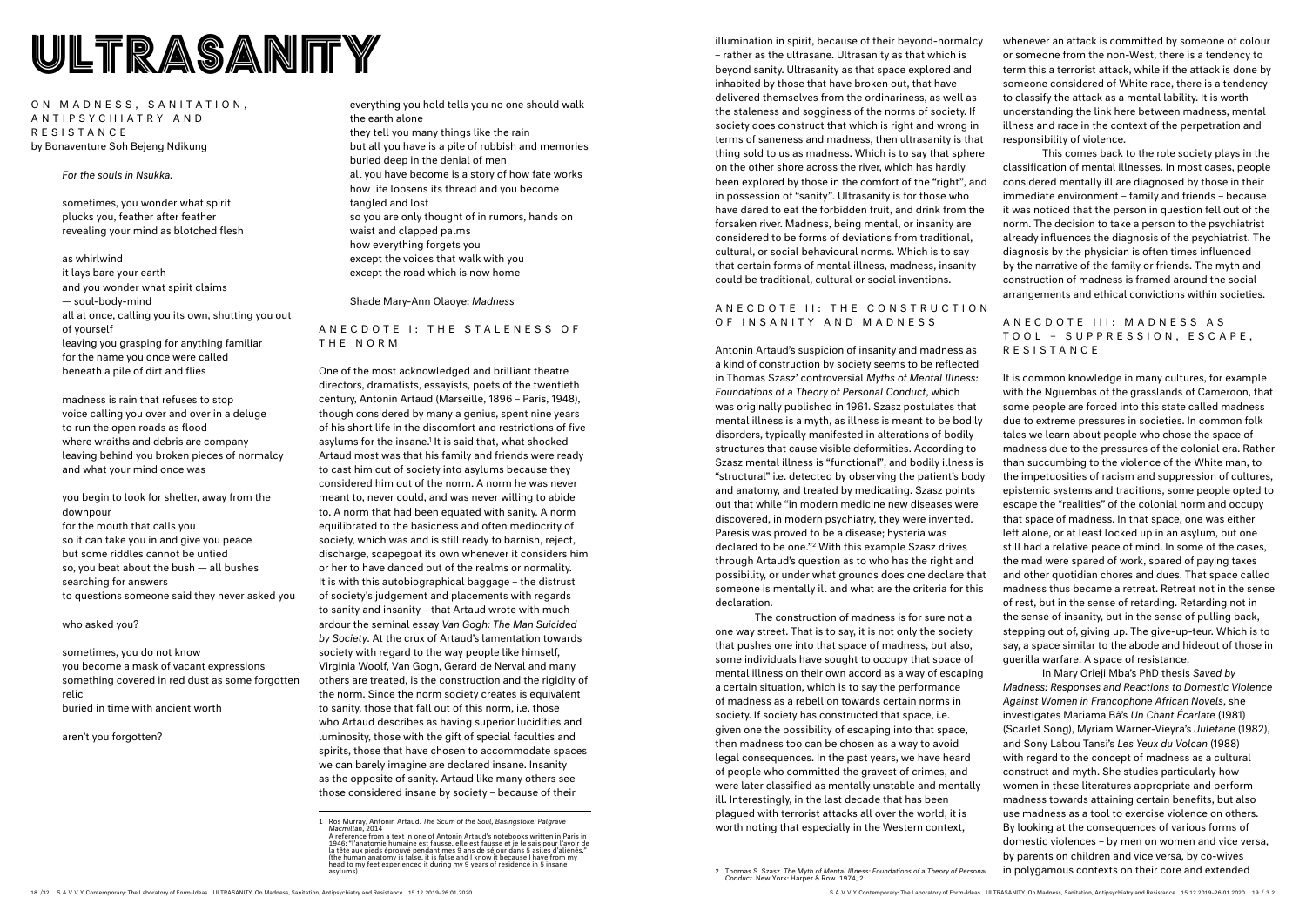# ULTRASANITY

ON MADNESS, SANITATION, ANTIPSYCHIATRY AND RESISTANCE
by Bonaventure Soh Bejeng Ndikung

*For the souls in Nsukka.*

sometimes, you wonder what spirit
plucks you, feather after feather
revealing your mind as blotched flesh

as whirlwind
it lays bare your earth
and you wonder what spirit claims
— soul-body-mind
all at once, calling you its own, shutting you out of yourself
leaving you grasping for anything familiar
for the name you once were called
beneath a pile of dirt and flies

madness is rain that refuses to stop
voice calling you over and over in a deluge
to run the open roads as flood
where wraiths and debris are company
leaving behind you broken pieces of normalcy
and what your mind once was

you begin to look for shelter, away from the downpour
for the mouth that calls you
so it can take you in and give you peace
but some riddles cannot be untied
so, you beat about the bush — all bushes
searching for answers
to questions someone said they never asked you

who asked you?

sometimes, you do not know
you become a mask of vacant expressions
something covered in red dust as some forgotten relic
buried in time with ancient worth

aren't you forgotten?

everything you hold tells you no one should walk the earth alone
they tell you many things like the rain
but all you have is a pile of rubbish and memories buried deep in the denial of men
all you have become is a story of how fate works
how life loosens its thread and you become tangled and lost
so you are only thought of in rumors, hands on waist and clapped palms
how everything forgets you
except the voices that walk with you
except the road which is now home

Shade Mary-Ann Olaoye: *Madness*

## ANECDOTE I: THE STALENESS OF THE NORM

One of the most acknowledged and brilliant theatre directors, dramatists, essayists, poets of the twentieth century, Antonin Artaud (Marseille, 1896 – Paris, 1948), though considered by many a genius, spent nine years of his short life in the discomfort and restrictions of five asylums for the insane.[1] It is said that, what shocked Artaud most was that his family and friends were ready to cast him out of society into asylums because they considered him out of the norm. A norm he was never meant to, never could, and was never willing to abide to. A norm that had been equated with sanity. A norm equilibrated to the basicness and often mediocrity of society, which was and is still ready to barnish, reject, discharge, scapegoat its own whenever it considers him or her to have danced out of the realms or normality. It is with this autobiographical baggage – the distrust of society's judgement and placements with regards to sanity and insanity – that Artaud wrote with much ardour the seminal essay *Van Gogh: The Man Suicided by Society*. At the crux of Artaud's lamentation towards society with regard to the way people like himself, Virginia Woolf, Van Gogh, Gerard de Nerval and many others are treated, is the construction and the rigidity of the norm. Since the norm society creates is equivalent to sanity, those that fall out of this norm, i.e. those who Artaud describes as having superior lucidities and luminosity, those with the gift of special faculties and spirits, those that have chosen to accommodate spaces we can barely imagine are declared insane. Insanity as the opposite of sanity. Artaud like many others see those considered insane by society – because of their illumination in spirit, because of their beyond-normalcy – rather as the ultrasane. Ultrasanity as that which is beyond sanity. Ultrasanity as that space explored and inhabited by those that have broken out, that have delivered themselves from the ordinariness, as well as the staleness and sogginess of the norms of society. If society does construct that which is right and wrong in terms of saneness and madness, then ultrasanity is that thing sold to us as madness. Which is to say that sphere on the other shore across the river, which has hardly been explored by those in the comfort of the "right", and in possession of "sanity". Ultrasanity is for those who have dared to eat the forbidden fruit, and drink from the forsaken river. Madness, being mental, or insanity are considered to be forms of deviations from traditional, cultural, or social behavioural norms. Which is to say that certain forms of mental illness, madness, insanity could be traditional, cultural or social inventions.

## ANECDOTE II: THE CONSTRUCTION OF INSANITY AND MADNESS

Antonin Artaud's suspicion of insanity and madness as a kind of construction by society seems to be reflected in Thomas Szasz' controversial *Myths of Mental Illness: Foundations of a Theory of Personal Conduct*, which was originally published in 1961. Szasz postulates that mental illness is a myth, as illness is meant to be bodily disorders, typically manifested in alterations of bodily structures that cause visible deformities. According to Szasz mental illness is "functional", and bodily illness is "structural" i.e. detected by observing the patient's body and anatomy, and treated by medicating. Szasz points out that while "in modern medicine new diseases were discovered, in modern psychiatry, they were invented. Paresis was proved to be a disease; hysteria was declared to be one."[2] With this example Szasz drives through Artaud's question as to who has the right and possibility, or under what grounds does one declare that someone is mentally ill and what are the criteria for this declaration.

The construction of madness is for sure not a one way street. That is to say, it is not only the society that pushes one into that space of madness, but also, some individuals have sought to occupy that space of mental illness on their own accord as a way of escaping a certain situation, which is to say the performance of madness as a rebellion towards certain norms in society. If society has constructed that space, i.e. given one the possibility of escaping into that space, then madness too can be chosen as a way to avoid legal consequences. In the past years, we have heard of people who committed the gravest of crimes, and were later classified as mentally unstable and mentally ill. Interestingly, in the last decade that has been plagued with terrorist attacks all over the world, it is worth noting that especially in the Western context, whenever an attack is committed by someone of colour or someone from the non-West, there is a tendency to term this a terrorist attack, while if the attack is done by someone considered of White race, there is a tendency to classify the attack as a mental lability. It is worth understanding the link here between madness, mental illness and race in the context of the perpetration and responsibility of violence.

This comes back to the role society plays in the classification of mental illnesses. In most cases, people considered mentally ill are diagnosed by those in their immediate environment – family and friends – because it was noticed that the person in question fell out of the norm. The decision to take a person to the psychiatrist already influences the diagnosis of the psychiatrist. The diagnosis by the physician is often times influenced by the narrative of the family or friends. The myth and construction of madness is framed around the social arrangements and ethical convictions within societies.

## ANECDOTE III: MADNESS AS TOOL – SUPPRESSION, ESCAPE, RESISTANCE

It is common knowledge in many cultures, for example with the Nguembas of the grasslands of Cameroon, that some people are forced into this state called madness due to extreme pressures in societies. In common folk tales we learn about people who chose the space of madness due to the pressures of the colonial era. Rather than succumbing to the violence of the White man, to the impetuosities of racism and suppression of cultures, epistemic systems and traditions, some people opted to escape the "realities" of the colonial norm and occupy that space of madness. In that space, one was either left alone, or at least locked up in an asylum, but one still had a relative peace of mind. In some of the cases, the mad were spared of work, spared of paying taxes and other quotidian chores and dues. That space called madness thus became a retreat. Retreat not in the sense of rest, but in the sense of retarding. Retarding not in the sense of insanity, but in the sense of pulling back, stepping out of, giving up. The give-up-teur. Which is to say, a space similar to the abode and hideout of those in guerilla warfare. A space of resistance.

In Mary Orieji Mba's PhD thesis *Saved by Madness: Responses and Reactions to Domestic Violence Against Women in Francophone African Novels*, she investigates Mariama Bâ's *Un Chant Écarlate* (1981) (Scarlet Song), Myriam Warner-Vieyra's *Juletane* (1982), and Sony Labou Tansi's *Les Yeux du Volcan* (1988) with regard to the concept of madness as a cultural construct and myth. She studies particularly how women in these literatures appropriate and perform madness towards attaining certain benefits, but also use madness as a tool to exercise violence on others. By looking at the consequences of various forms of domestic violences – by men on women and vice versa, by parents on children and vice versa, by co-wives in polygamous contexts on their core and extended

---

1 Ros Murray, Antonin Artaud. *The Scum of the Soul*, Basingstoke: Palgrave Macmillan, 2014
A reference from a text in one of Antonin Artaud's notebooks written in Paris in 1946: "l'anatomie humaine est fausse, elle est fausse et je le sais pour l'avoir de la tête aux pieds éprouvé pendant mes 9 ans de séjour dans 5 asiles d'aliénés." (the human anatomy is false, it is false and I know it because I have from my head to my feet experienced it during my 9 years of residence in 5 insane asylums).

2 Thomas S. Szasz. *The Myth of Mental Illness: Foundations of a Theory of Personal Conduct*. New York: Harper & Row. 1974, 2.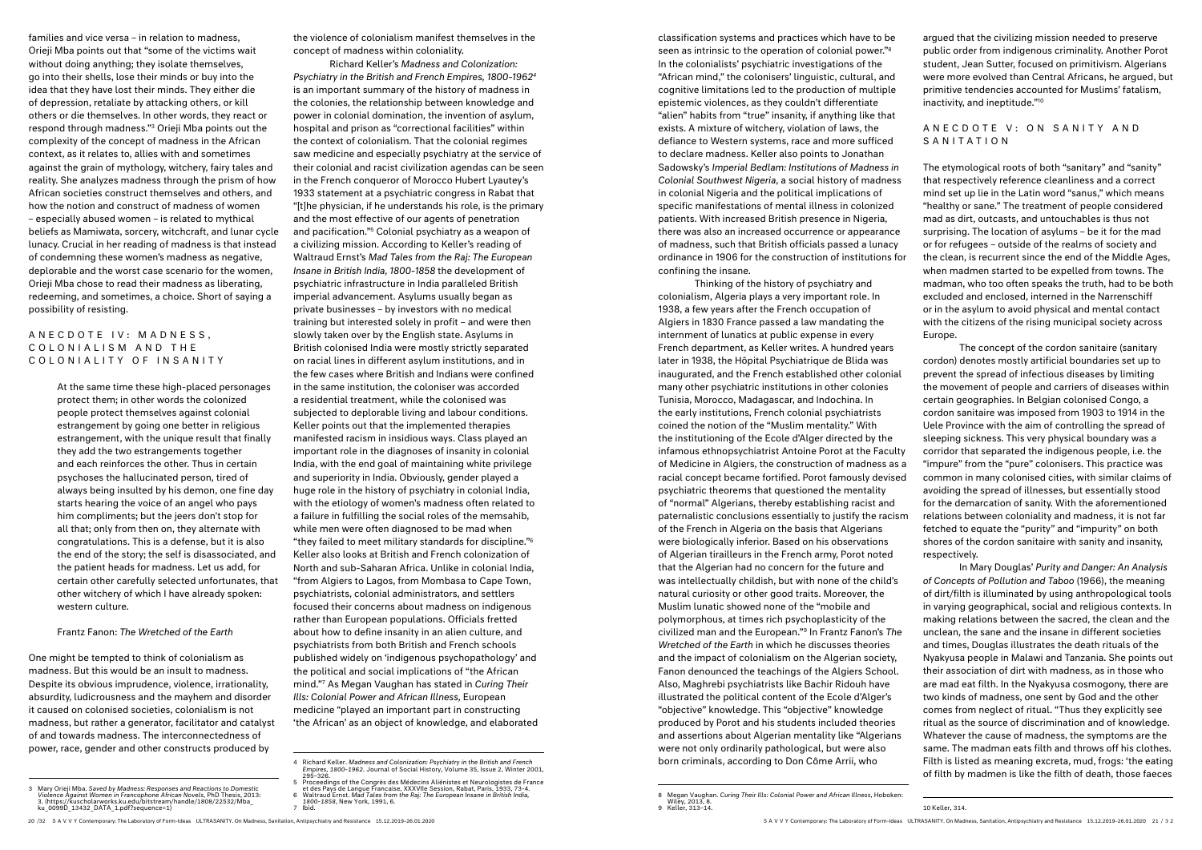families and vice versa – in relation to madness, Orieji Mba points out that "some of the victims wait without doing anything; they isolate themselves, go into their shells, lose their minds or buy into the idea that they have lost their minds. They either die of depression, retaliate by attacking others, or kill others or die themselves. In other words, they react or respond through madness."[3] Orieji Mba points out the complexity of the concept of madness in the African context, as it relates to, allies with and sometimes against the grain of mythology, witchery, fairy tales and reality. She analyzes madness through the prism of how African societies construct themselves and others, and how the notion and construct of madness of women – especially abused women – is related to mythical beliefs as Mamiwata, sorcery, witchcraft, and lunar cycle lunacy. Crucial in her reading of madness is that instead of condemning these women's madness as negative, deplorable and the worst case scenario for the women, Orieji Mba chose to read their madness as liberating, redeeming, and sometimes, a choice. Short of saying a possibility of resisting.

## ANECDOTE IV: MADNESS, COLONIALISM AND THE COLONIALITY OF INSANITY

> At the same time these high-placed personages protect them; in other words the colonized people protect themselves against colonial estrangement by going one better in religious estrangement, with the unique result that finally they add the two estrangements together and each reinforces the other. Thus in certain psychoses the hallucinated person, tired of always being insulted by his demon, one fine day starts hearing the voice of an angel who pays him compliments; but the jeers don't stop for all that; only from then on, they alternate with congratulations. This is a defense, but it is also the end of the story; the self is disassociated, and the patient heads for madness. Let us add, for certain other carefully selected unfortunates, that other witchery of which I have already spoken: western culture.
>
> Frantz Fanon: *The Wretched of the Earth*

One might be tempted to think of colonialism as madness. But this would be an insult to madness. Despite its obvious imprudence, violence, irrationality, absurdity, ludicrousness and the mayhem and disorder it caused on colonised societies, colonialism is not madness, but rather a generator, facilitator and catalyst of and towards madness. The interconnectedness of power, race, gender and other constructs produced by the violence of colonialism manifest themselves in the concept of madness within coloniality.

Richard Keller's *Madness and Colonization: Psychiatry in the British and French Empires, 1800-1962*[4] is an important summary of the history of madness in the colonies, the relationship between knowledge and power in colonial domination, the invention of asylum, hospital and prison as "correctional facilities" within the context of colonialism. That the colonial regimes saw medicine and especially psychiatry at the service of their colonial and racist civilization agendas can be seen in the French conqueror of Morocco Hubert Lyautey's 1933 statement at a psychiatric congress in Rabat that "[t]he physician, if he understands his role, is the primary and the most effective of our agents of penetration and pacification."[5] Colonial psychiatry as a weapon of a civilizing mission. According to Keller's reading of Waltraud Ernst's *Mad Tales from the Raj: The European Insane in British India, 1800-1858* the development of psychiatric infrastructure in India paralleled British imperial advancement. Asylums usually began as private businesses – by investors with no medical training but interested solely in profit – and were then slowly taken over by the English state. Asylums in British colonised India were mostly strictly separated on racial lines in different asylum institutions, and in the few cases where British and Indians were confined in the same institution, the coloniser was accorded a residential treatment, while the colonised was subjected to deplorable living and labour conditions. Keller points out that the implemented therapies manifested racism in insidious ways. Class played an important role in the diagnoses of insanity in colonial India, with the end goal of maintaining white privilege and superiority in India. Obviously, gender played a huge role in the history of psychiatry in colonial India, with the etiology of women's madness often related to a failure in fulfilling the social roles of the memsahib, while men were often diagnosed to be mad when "they failed to meet military standards for discipline."[6] Keller also looks at British and French colonization of North and sub-Saharan Africa. Unlike in colonial India, "from Algiers to Lagos, from Mombasa to Cape Town, psychiatrists, colonial administrators, and settlers focused their concerns about madness on indigenous rather than European populations. Officials fretted about how to define insanity in an alien culture, and psychiatrists from both British and French schools published widely on 'indigenous psychopathology' and the political and social implications of "the African mind."[7] As Megan Vaughan has stated in *Curing Their Ills: Colonial Power and African Illness*, European medicine "played an important part in constructing 'the African' as an object of knowledge, and elaborated classification systems and practices which have to be seen as intrinsic to the operation of colonial power."[8] In the colonialists' psychiatric investigations of the "African mind," the colonisers' linguistic, cultural, and cognitive limitations led to the production of multiple epistemic violences, as they couldn't differentiate "alien" habits from "true" insanity, if anything like that exists. A mixture of witchery, violation of laws, the defiance to Western systems, race and more sufficed to declare madness. Keller also points to Jonathan Sadowsky's *Imperial Bedlam: Institutions of Madness in Colonial Southwest Nigeria*, a social history of madness in colonial Nigeria and the political implications of specific manifestations of mental illness in colonized patients. With increased British presence in Nigeria, there was also an increased occurrence or appearance of madness, such that British officials passed a lunacy ordinance in 1906 for the construction of institutions for confining the insane.

Thinking of the history of psychiatry and colonialism, Algeria plays a very important role. In 1938, a few years after the French occupation of Algiers in 1830 France passed a law mandating the internment of lunatics at public expense in every French department, as Keller writes. A hundred years later in 1938, the Hôpital Psychiatrique de Blida was inaugurated, and the French established other colonial many other psychiatric institutions in other colonies Tunisia, Morocco, Madagascar, and Indochina. In the early institutions, French colonial psychiatrists coined the notion of the "Muslim mentality." With the institutioning of the Ecole d'Alger directed by the infamous ethnopsychiatrist Antoine Porot at the Faculty of Medicine in Algiers, the construction of madness as a racial concept became fortified. Porot famously devised psychiatric theorems that questioned the mentality of "normal" Algerians, thereby establishing racist and paternalistic conclusions essentially to justify the racism of the French in Algeria on the basis that Algerians were biologically inferior. Based on his observations of Algerian tirailleurs in the French army, Porot noted that the Algerian had no concern for the future and was intellectually childish, but with none of the child's natural curiosity or other good traits. Moreover, the Muslim lunatic showed none of the "mobile and polymorphous, at times rich psychoplasticity of the civilized man and the European."[9] In Frantz Fanon's *The Wretched of the Earth* in which he discusses theories and the impact of colonialism on the Algerian society, Fanon denounced the teachings of the Algiers School. Also, Maghrebi psychiatrists like Bachir Ridouh have illustrated the political content of the Ecole d'Alger's "objective" knowledge. This "objective" knowledge produced by Porot and his students included theories and assertions about Algerian mentality like "Algerians were not only ordinarily pathological, but were also born criminals, according to Don Côme Arrii, who argued that the civilizing mission needed to preserve public order from indigenous criminality. Another Porot student, Jean Sutter, focused on primitivism. Algerians were more evolved than Central Africans, he argued, but primitive tendencies accounted for Muslims' fatalism, inactivity, and ineptitude."[10]

## ANECDOTE V: ON SANITY AND SANITATION

The etymological roots of both "sanitary" and "sanity" that respectively reference cleanliness and a correct mind set up lie in the Latin word "sanus," which means "healthy or sane." The treatment of people considered mad as dirt, outcasts, and untouchables is thus not surprising. The location of asylums – be it for the mad or for refugees – outside of the realms of society and the clean, is recurrent since the end of the Middle Ages, when madmen started to be expelled from towns. The madman, who too often speaks the truth, had to be both excluded and enclosed, interned in the Narrenschiff or in the asylum to avoid physical and mental contact with the citizens of the rising municipal society across Europe.

The concept of the cordon sanitaire (sanitary cordon) denotes mostly artificial boundaries set up to prevent the spread of infectious diseases by limiting the movement of people and carriers of diseases within certain geographies. In Belgian colonised Congo, a cordon sanitaire was imposed from 1903 to 1914 in the Uele Province with the aim of controlling the spread of sleeping sickness. This very physical boundary was a corridor that separated the indigenous people, i.e. the "impure" from the "pure" colonisers. This practice was common in many colonised cities, with similar claims of avoiding the spread of illnesses, but essentially stood for the demarcation of sanity. With the aforementioned relations between coloniality and madness, it is not far fetched to equate the "purity" and "impurity" on both shores of the cordon sanitaire with sanity and insanity, respectively.

In Mary Douglas' *Purity and Danger: An Analysis of Concepts of Pollution and Taboo* (1966), the meaning of dirt/filth is illuminated by using anthropological tools in varying geographical, social and religious contexts. In making relations between the sacred, the clean and the unclean, the sane and the insane in different societies and times, Douglas illustrates the death rituals of the Nyakyusa people in Malawi and Tanzania. She points out their association of dirt with madness, as in those who are mad eat filth. In the Nyakyusa cosmogony, there are two kinds of madness, one sent by God and the other comes from neglect of ritual. "Thus they explicitly see ritual as the source of discrimination and of knowledge. Whatever the cause of madness, the symptoms are the same. The madman eats filth and throws off his clothes. Filth is listed as meaning excreta, mud, frogs: 'the eating of filth by madmen is like the filth of death, those faeces

---

3 Mary Orieji Mba. S*aved by Madness: Responses and Reactions to Domestic Violence Against Women in Francophone African Novels*, PhD Thesis, 2013: 3. (https://kuscholarworks.ku.edu/bitstream/handle/1808/22532/Mba_ku_0099D_13432_DATA_1.pdf?sequence=1)

4 Richard Keller. *Madness and Colonization: Psychiatry in the British and French Empires, 1800-1962*. Journal of Social History, Volume 35, Issue 2, Winter 2001, 295–326.

5 Proceedings of the Congrès des Médecins Aliénistes et Neurologistes de France et des Pays de Langue Française, XXXVIIe Session, Rabat, Paris, 1933, 73-4.

6 Waltraud Ernst. *Mad Tales from the Raj: The European Insane in British India, 1800-1858*, New York, 1991, 6.

7 Ibid.

8 Megan Vaughan. *Curing Their Ills: Colonial Power and African Illness*, Hoboken: Wiley, 2013, 8.

9 Keller, 313–14.

10 Keller, 314.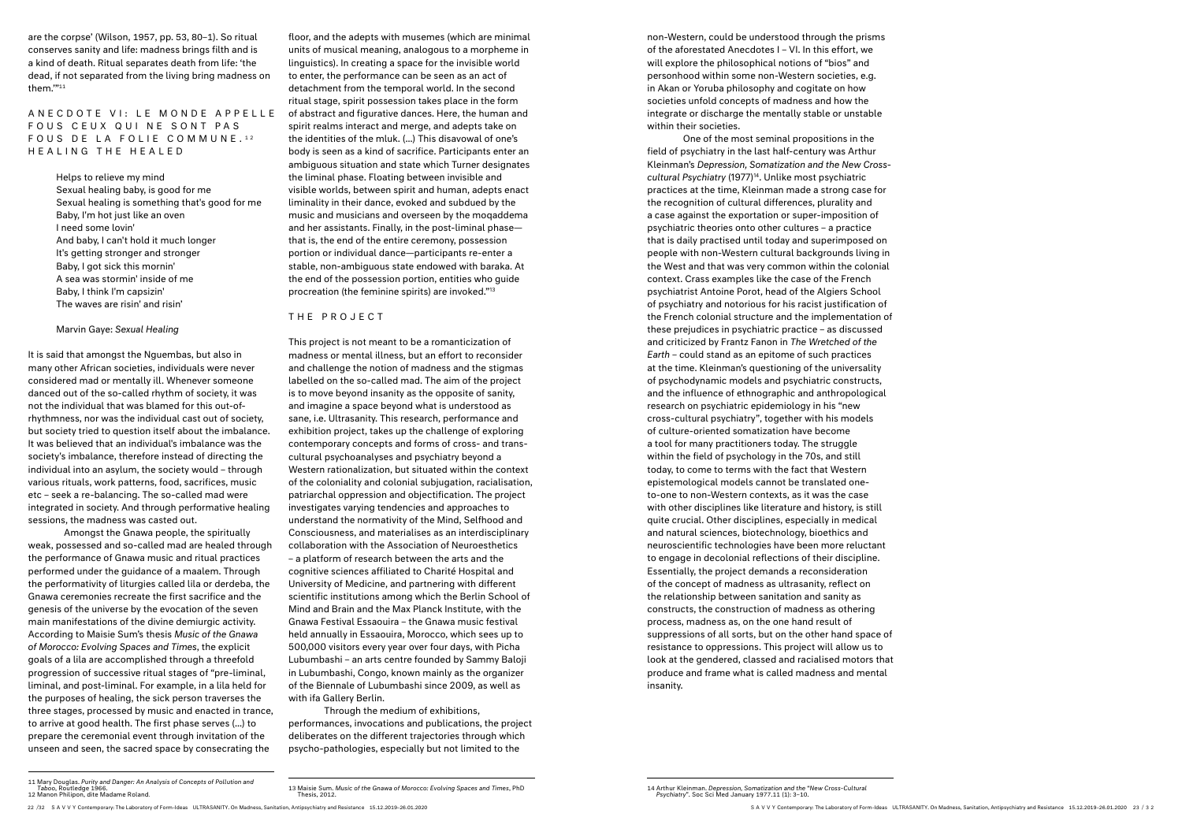are the corpse' (Wilson, 1957, pp. 53, 80–1). So ritual conserves sanity and life: madness brings filth and is a kind of death. Ritual separates death from life: 'the dead, if not separated from the living bring madness on them.'"[11]

## ANECDOTE VI: LE MONDE APPELLE FOUS CEUX QUI NE SONT PAS FOUS DE LA FOLIE COMMUNE.[12] HEALING THE HEALED

> Helps to relieve my mind
> Sexual healing baby, is good for me
> Sexual healing is something that's good for me
> Baby, I'm hot just like an oven
> I need some lovin'
> And baby, I can't hold it much longer
> It's getting stronger and stronger
> Baby, I got sick this mornin'
> A sea was stormin' inside of me
> Baby, I think I'm capsizin'
> The waves are risin' and risin'
>
> Marvin Gaye: *Sexual Healing*

It is said that amongst the Nguembas, but also in many other African societies, individuals were never considered mad or mentally ill. Whenever someone danced out of the so-called rhythm of society, it was not the individual that was blamed for this out-of-rhythmness, nor was the individual cast out of society, but society tried to question itself about the imbalance. It was believed that an individual's imbalance was the society's imbalance, therefore instead of directing the individual into an asylum, the society would – through various rituals, work patterns, food, sacrifices, music etc – seek a re-balancing. The so-called mad were integrated in society. And through performative healing sessions, the madness was casted out.

Amongst the Gnawa people, the spiritually weak, possessed and so-called mad are healed through the performance of Gnawa music and ritual practices performed under the guidance of a maalem. Through the performativity of liturgies called lila or derdeba, the Gnawa ceremonies recreate the first sacrifice and the genesis of the universe by the evocation of the seven main manifestations of the divine demiurgic activity. According to Maisie Sum's thesis *Music of the Gnawa of Morocco: Evolving Spaces and Times*, the explicit goals of a lila are accomplished through a threefold progression of successive ritual stages of "pre-liminal, liminal, and post-liminal. For example, in a lila held for the purposes of healing, the sick person traverses the three stages, processed by music and enacted in trance, to arrive at good health. The first phase serves (...) to prepare the ceremonial event through invitation of the unseen and seen, the sacred space by consecrating the floor, and the adepts with musemes (which are minimal units of musical meaning, analogous to a morpheme in linguistics). In creating a space for the invisible world to enter, the performance can be seen as an act of detachment from the temporal world. In the second ritual stage, spirit possession takes place in the form of abstract and figurative dances. Here, the human and spirit realms interact and merge, and adepts take on the identities of the mluk. (...) This disavowal of one's body is seen as a kind of sacrifice. Participants enter an ambiguous situation and state which Turner designates the liminal phase. Floating between invisible and visible worlds, between spirit and human, adepts enact liminality in their dance, evoked and subdued by the music and musicians and overseen by the moqaddema and her assistants. Finally, in the post-liminal phase—that is, the end of the entire ceremony, possession portion or individual dance—participants re-enter a stable, non-ambiguous state endowed with baraka. At the end of the possession portion, entities who guide procreation (the feminine spirits) are invoked."[13]

## THE PROJECT

This project is not meant to be a romanticization of madness or mental illness, but an effort to reconsider and challenge the notion of madness and the stigmas labelled on the so-called mad. The aim of the project is to move beyond insanity as the opposite of sanity, and imagine a space beyond what is understood as sane, i.e. Ultrasanity. This research, performance and exhibition project, takes up the challenge of exploring contemporary concepts and forms of cross- and trans-cultural psychoanalyses and psychiatry beyond a Western rationalization, but situated within the context of the coloniality and colonial subjugation, racialisation, patriarchal oppression and objectification. The project investigates varying tendencies and approaches to understand the normativity of the Mind, Selfhood and Consciousness, and materialises as an interdisciplinary collaboration with the Association of Neuroesthetics – a platform of research between the arts and the cognitive sciences affiliated to Charité Hospital and University of Medicine, and partnering with different scientific institutions among which the Berlin School of Mind and Brain and the Max Planck Institute, with the Gnawa Festival Essaouira – the Gnawa music festival held annually in Essaouira, Morocco, which sees up to 500,000 visitors every year over four days, with Picha Lubumbashi – an arts centre founded by Sammy Baloji in Lubumbashi, Congo, known mainly as the organizer of the Biennale of Lubumbashi since 2009, as well as with ifa Gallery Berlin.

Through the medium of exhibitions, performances, invocations and publications, the project deliberates on the different trajectories through which psycho-pathologies, especially but not limited to the non-Western, could be understood through the prisms of the aforestated Anecdotes I – VI. In this effort, we will explore the philosophical notions of "bios" and personhood within some non-Western societies, e.g. in Akan or Yoruba philosophy and cogitate on how societies unfold concepts of madness and how the integrate or discharge the mentally stable or unstable within their societies.

One of the most seminal propositions in the field of psychiatry in the last half-century was Arthur Kleinman's *Depression, Somatization and the New Cross-cultural Psychiatry* (1977)[14]. Unlike most psychiatric practices at the time, Kleinman made a strong case for the recognition of cultural differences, plurality and a case against the exportation or super-imposition of psychiatric theories onto other cultures – a practice that is daily practised until today and superimposed on people with non-Western cultural backgrounds living in the West and that was very common within the colonial context. Crass examples like the case of the French psychiatrist Antoine Porot, head of the Algiers School of psychiatry and notorious for his racist justification of the French colonial structure and the implementation of these prejudices in psychiatric practice – as discussed and criticized by Frantz Fanon in *The Wretched of the Earth* – could stand as an epitome of such practices at the time. Kleinman's questioning of the universality of psychodynamic models and psychiatric constructs, and the influence of ethnographic and anthropological research on psychiatric epidemiology in his "new cross-cultural psychiatry", together with his models of culture-oriented somatization have become a tool for many practitioners today. The struggle within the field of psychology in the 70s, and still today, to come to terms with the fact that Western epistemological models cannot be translated one-to-one to non-Western contexts, as it was the case with other disciplines like literature and history, is still quite crucial. Other disciplines, especially in medical and natural sciences, biotechnology, bioethics and neuroscientific technologies have been more reluctant to engage in decolonial reflections of their discipline. Essentially, the project demands a reconsideration of the concept of madness as ultrasanity, reflect on the relationship between sanitation and sanity as constructs, the construction of madness as othering process, madness as, on the one hand result of suppressions of all sorts, but on the other hand space of resistance to oppressions. This project will allow us to look at the gendered, classed and racialised motors that produce and frame what is called madness and mental insanity.

---

11 Mary Douglas. *Purity and Danger: An Analysis of Concepts of Pollution and Taboo*, Routledge 1966.
12 Manon Philipon, dite Madame Roland.

13 Maisie Sum. *Music of the Gnawa of Morocco: Evolving Spaces and Times*, PhD Thesis, 2012.

14 Arthur Kleinman. *Depression, Somatization and the "New Cross-Cultural Psychiatry"*. Soc Sci Med January 1977.11 (1): 3–10.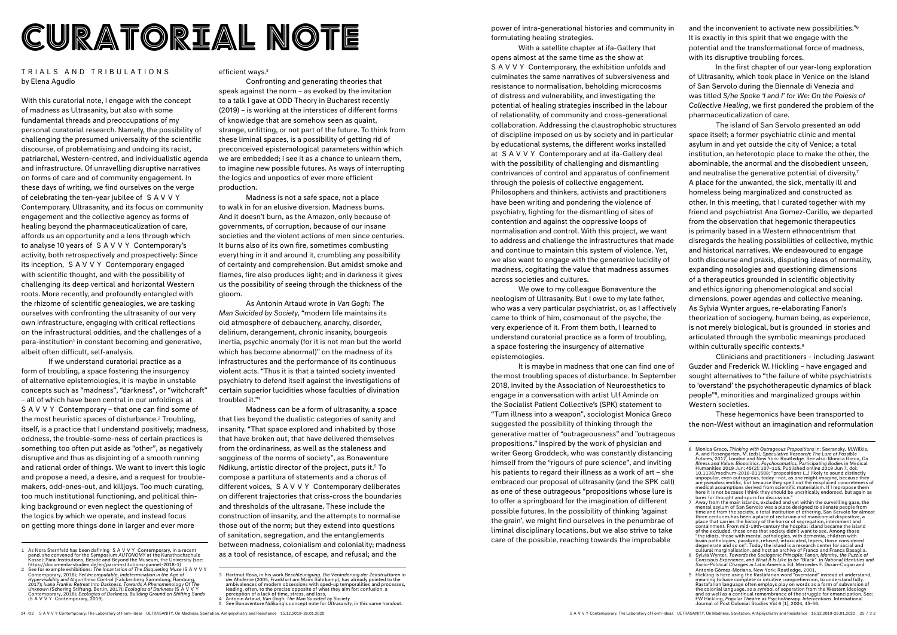# CURATORIAL NOTE

TRIALS AND TRIBULATIONS
by Elena Agudio

With this curatorial note, I engage with the concept of madness as Ultrasanity, but also with some fundamental threads and preoccupations of my personal curatorial research. Namely, the possibility of challenging the presumed universality of the scientific discourse, of problematising and undoing its racist, patriarchal, Western-centred, and individualistic agenda and infrastructure. Of unravelling disruptive narratives on forms of care and of community engagement. In these days of writing, we find ourselves on the verge of celebrating the ten-year jubilee of S A V V Y Contemporary. Ultrasanity, and its focus on community engagement and the collective agency as forms of healing beyond the pharmaceuticalization of care, affords us an opportunity and a lens through which to analyse 10 years of S A V V Y Contemporary's activity, both retrospectively and prospectively: Since its inception, S A V V Y Contemporary engaged with scientific thought, and with the possibility of challenging its deep vertical and horizontal Western roots. More recently, and profoundly entangled with the rhizome of scientific genealogies, we are tasking ourselves with confronting the ultrasanity of our very own infrastructure, engaging with critical reflections on the infrastructural oddities, and the challenges of a para-institution[1] in constant becoming and generative, albeit often difficult, self-analysis.

If we understand curatorial practice as a form of troubling, a space fostering the insurgency of alternative epistemologies, it is maybe in unstable concepts such as "madness", "darkness", or "witchcraft" – all of which have been central in our unfoldings at S A V V Y Contemporary – that one can find some of the most heuristic spaces of disturbance.[2] Troubling, itself, is a practice that I understand positively; madness, oddness, the trouble-some-ness of certain practices is something too often put aside as "other", as negatively disruptive and thus as disjointing of a smooth running and rational order of things. We want to invert this logic and propose a need, a desire, and a request for trouble-makers, odd-ones-out, and killjoys. Too much curating, too much institutional functioning, and political thinking background or even neglect the questioning of the logics by which we operate, and instead focus on getting more things done in larger and ever more efficient ways.[3]

Confronting and generating theories that speak against the norm – as evoked by the invitation to a talk I gave at ODD Theory in Bucharest recently (2019) – is working at the interstices of different forms of knowledge that are somehow seen as quaint, strange, unfitting, or not part of the future. To think from these liminal spaces, is a possibility of getting rid of preconceived epistemological parameters within which we are embedded; I see it as a chance to unlearn them, to imagine new possible futures. As ways of interrupting the logics and unpoetics of ever more efficient production.

Madness is not a safe space, not a place to walk in for an elusive diversion. Madness burns. And it doesn't burn, as the Amazon, only because of governments, of corruption, because of our insane societies and the violent actions of men since centuries. It burns also of its own fire, sometimes combusting everything in it and around it, crumbling any possibility of certainty and comprehension. But amidst smoke and flames, fire also produces light; and in darkness it gives us the possibility of seeing through the thickness of the gloom.

As Antonin Artaud wrote in *Van Gogh: The Man Suicided by Society*, "modern life maintains its old atmosphere of debauchery, anarchy, disorder, delirium, derangement, chronic insanity, bourgeois inertia, psychic anomaly (for it is not man but the world which has become abnormal)" on the madness of its infrastructures and the performance of its continuous violent acts. "Thus it is that a tainted society invented psychiatry to defend itself against the investigations of certain superior lucidities whose faculties of divination troubled it."[4]

Madness can be a form of ultrasanity, a space that lies beyond the dualistic categories of sanity and insanity. "That space explored and inhabited by those that have broken out, that have delivered themselves from the ordinariness, as well as the staleness and sogginess of the norms of society", as Bonaventure Ndikung, artistic director of the project, puts it.[5] To compose a partitura of statements and a chorus of different voices, S A V V Y Contemporary deliberates on different trajectories that criss-cross the boundaries and thresholds of the ultrasane. These include the construction of insanity, and the attempts to normalise those out of the norm; but they extend into questions of sanitation, segregation, and the entanglements between madness, colonialism and coloniality; madness as a tool of resistance, of escape, and refusal; and the power of intra-generational histories and community in formulating healing strategies.

With a satellite chapter at ifa-Gallery that opens almost at the same time as the show at S A V V Y Contemporary, the exhibition unfolds and culminates the same narratives of subversiveness and resistance to normalisation, beholding microcosms of distress and vulnerability, and investigating the potential of healing strategies inscribed in the labour of relationality, of community and cross-generational collaboration. Addressing the claustrophobic structures of discipline imposed on us by society and in particular by educational systems, the different works installed at S A V V Y Contemporary and at ifa-Gallery deal with the possibility of challenging and dismantling contrivances of control and apparatus of confinement through the poiesis of collective engagement. Philosophers and thinkers, activists and practitioners have been writing and pondering the violence of psychiatry, fighting for the dismantling of sites of contention and against the oppressive loops of normalisation and control. With this project, we want to address and challenge the infrastructures that made and continue to maintain this system of violence. Yet, we also want to engage with the generative lucidity of madness, cogitating the value that madness assumes across societies and cultures.

We owe to my colleague Bonaventure the neologism of Ultrasanity. But I owe to my late father, who was a very particular psychiatrist, or, as I affectively came to think of him, cosmonaut of the psyche, the very experience of it. From them both, I learned to understand curatorial practice as a form of troubling, a space fostering the insurgency of alternative epistemologies.

It is maybe in madness that one can find one of the most troubling spaces of disturbance. In September 2018, invited by the Association of Neuroesthetics to engage in a conversation with artist Ulf Aminde on the Socialist Patient Collective's (SPK) statement to "Turn illness into a weapon", sociologist Monica Greco suggested the possibility of thinking through the generative matter of "outrageousness" and "outrageous propositions." Inspired by the work of physician and writer Georg Groddeck, who was constantly distancing himself from the "rigours of pure science", and inviting his patients to regard their illness as a work of art – she embraced our proposal of ultrasanity (and the SPK call) as one of these outrageous "propositions whose lure is to offer a springboard for the imagination of different possible futures. In the possibility of thinking 'against the grain', we might find ourselves in the penumbrae of liminal disciplinary locations, but we also strive to take care of the possible, reaching towards the improbable and the inconvenient to activate new possibilities."[6] It is exactly in this spirit that we engage with the potential and the transformational force of madness, with its disruptive troubling forces.

In the first chapter of our year-long exploration of Ultrasanity, which took place in Venice on the Island of San Servolo during the Biennale di Venezia and was titled *S/he Spoke 'I and I' for We: On the Poiesis of Collective Healing*, we first pondered the problem of the pharmaceuticalization of care.

The island of San Servolo presented an odd space itself; a former psychiatric clinic and mental asylum in and yet outside the city of Venice; a total institution, an heterotopic place to make the other, the abominable, the anormal and the disobedient unseen, and neutralise the generative potential of diversity.[7] A place for the unwanted, the sick, mentally ill and homeless being marginalized and constructed as other. In this meeting, that I curated together with my friend and psychiatrist Ana Gomez-Carillo, we departed from the observation that hegemonic therapeutics is primarily based in a Western ethnocentrism that disregards the healing possibilities of collective, mythic and historical narratives. We endeavoured to engage both discourse and praxis, disputing ideas of normality, expanding nosologies and questioning dimensions of a therapeutics grounded in scientific objectivity and ethics ignoring phenomenological and social dimensions, power agendas and collective meaning. As Sylvia Wynter argues, re-elaborating Fanon's theorization of sociogeny, human being, as experience, is not merely biological, but is grounded in stories and articulated through the symbolic meanings produced within culturally specific contexts.[8]

Clinicians and practitioners – including Jaswant Guzder and Frederick W. Hickling – have engaged and sought alternatives to "the failure of white psychiatrists to 'overstand' the psychotherapeutic dynamics of black people"[9], minorities and marginalized groups within Western societies.

These hegemonics have been transported to the non-West without an imagination and reformulation

---

1 As Nora Sternfeld has been defining S A V V Y Contemporary, in a recent panel she convened for the Symposium *AUTONOMY* at the Kunsthochschule Kassel: Para-Institutions. Beside and Beyond the Museum, the University (see: https://documenta-studien.de/en/para-institutions-pannel-2018-1)

2 See for example exhibitions: *The Incantation of The Disquieting Muse* (S A V V Y Contemporary, 2016); *Yet Incomputable. Indetermination in the Age of Hypervisibility and Algorithmic Control* (Falckenberg Sammlung, Hamburg, 2017); *Ivana Franke: Retreat Into Darkness. Towards A Phenomenology Of The Unknown* (Schering Stiftung, Berlin, 2017); *Ecologies of Darkness* (S A V V Y Contemporary, 2018); *Ecologies of Darkness. Building Ground on Shifting Sands* (S A V V Y Contemporary, 2019).

3 Hartmut Rosa, in his work *Beschleunigung. Die Veränderung der Zeitstrukturen in der Moderne* (2005, Frankfurt am Main: Suhrkamp), has already pointed to the ambivalences of modern obsessions with sped-up temporalities and processes, leading, often, to the precise opposite of what they aim for: confusion, a perception of a lack of time, stress, and loss.

4 Antonin Artaud, *Van Gogh: The Man Suicided by Society*

5 See Bonaventure Ndikung's concept note for *Ultrasanity*, in this same handout.

6 Monica Greco, *Thinking with Outrageous Propositions* in: Savransky, M.Wilkie, A. and Rosengarten, M. (eds), *Speculative Research: The Lure of Possible Futures*, 2017, London and New York: Routledge. See also: Monica Greco, *On Illness and Value: Biopolitics, Psychosomatics, Participating Bodies* in Medical Humanities 2019 Jun; 45(2): 107–115. Published online 2019 Jun 7. doi: 10.1136/medhum-2018-011588: "propositions (…) likely to sound distinctly unpopular, even outrageous, today—not, as one might imagine, because they are pseudoscientific, but because they spell out the misplaced concreteness of medical assumptions derived from scientific materialism. If I repropose them here it is not because I think they should be uncritically endorsed, but again as lures for thought and spurs for discussion."

7 Away from the main islands, excluded and yet within the surveilling gaze, the mental asylum of San Servolo was a place designed to alienate people from time and from the society, a total institution of othering. San Servolo for almost three centuries has been a place of reclusion and manicomial dispositive, a place that carries the history of the horror of segregation, internment and containment. From mid-19th-century the hospital island became the island of the excluded, those ones that society didn't want to see. Among those "the idiots, those with mental pathologies, with dementia, children with brain pathologies, paralized, refused, intoxicated, lepers, those considered degenerate and so on". Today the island is a research center for social and cultural marginalisation, and host an archive of Franco and Franca Basaglia.

8 Sylvia Wynter, *Towards the Sociogenic Principle: Fanon, Identity, the Puzzle of Conscious Experience, and What It Is Like to Be "Black"*. In *National Identities and Socio-Political Changes in Latin America*. Ed. Mercedes F. Durán-Cogan and Antonio Gómez-Moriana. New York: Routledge, 2001.

9 Hickling is here using the Rastafarian word "overstand" instead of understand, meaning to have complete or intuitive comprehension, to understand fully. Rastafarian language often employs play on words as a form of subversion of the colonial language, as a symbol of separation from the Western ideology and as well as a continual remembrance of the struggle for emancipation. See: FW Hickling, *Popular Theatre as Psychotherapy*. *Interventions*. International Journal of Post Colonial Studies Vol 6 (1), 2004, 45-56.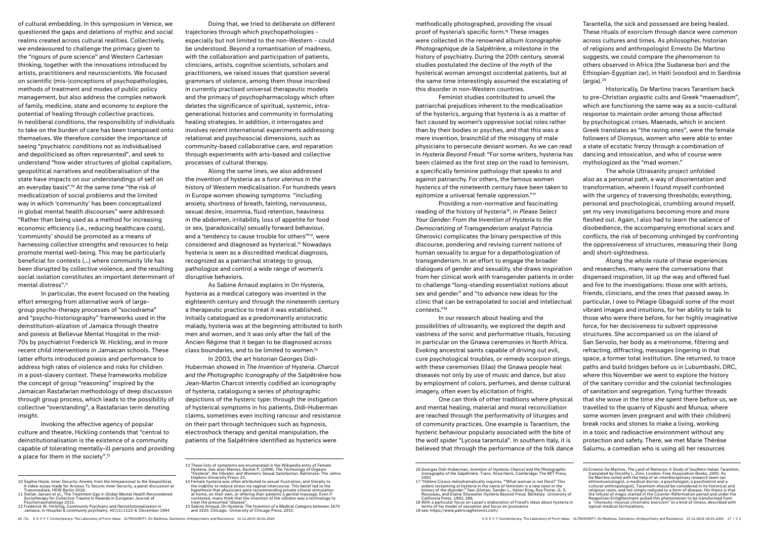of cultural embedding. In this symposium in Venice, we questioned the gaps and deletions of mythic and social realms created across cultural realities. Collectively, we endeavoured to challenge the primacy given to the "rigours of pure science" and Western Cartesian thinking, together with the innovations introduced by artists, practitioners and neuroscientists. We focused on scientific (mis-)conceptions of psychopathologies, methods of treatment and modes of public policy management, but also address the complex network of family, medicine, state and economy to explore the potential of healing through collective practices. In neoliberal conditions, the responsibility of individuals to take on the burden of care has been transposed onto themselves. We therefore consider the importance of seeing "psychiatric conditions not as individualised and depoliticised as often represented", and seek to understand "how wider structures of global capitalism, geopolitical narratives and neoliberalisation of the state have impacts on our understandings of self on an everyday basis".[10] At the same time "the risk of medicalization of social problems and the limited way in which 'community' has been conceptualized in global mental health discourses" were addressed: "Rather than being used as a method for increasing economic efficiency (i.e., reducing healthcare costs), 'community' should be promoted as a means of harnessing collective strengths and resources to help promote mental well-being. This may be particularly beneficial for contexts (...) where community life has been disrupted by collective violence, and the resulting social isolation constitutes an important determinant of mental distress".[11]

In particular, the event focused on the healing effort emerging from alternative work of large-group psycho-therapy processes of "sociodrama" and "psycho-historiography" frameworks used in the deinstitution-alization of Jamaica through theatre and poiesis at Bellevue Mental Hospital in the mid-70s by psychiatrist Frederick W. Hickling, and in more recent child interventions in Jamaican schools. These latter efforts introduced poiesis and performance to address high rates of violence and risks for children in a post-slavery context. These frameworks mobilize the concept of group "reasoning" inspired by the Jamaican Rastafarian methodology of deep discussion through group process, which leads to the possibility of collective "overstanding", a Rastafarian term denoting insight.

Invoking the affective agency of popular culture and theatre, Hickling contends that "central to deinstitutionalisation is the existence of a community capable of tolerating mentally-ill persons and providing a place for them in the society".[12]

Doing that, we tried to deliberate on different trajectories through which psychopathologies – especially but not limited to the non-Western – could be understood. Beyond a romantisation of madness, with the collaboration and participation of patients, clinicians, artists, cognitive scientists, scholars and practitioners, we raised issues that question several grammars of violence, among them those inscribed in currently practised universal therapeutic models and the primacy of psychopharmacology which often deletes the significance of spiritual, systemic, intra-generational histories and community in formulating healing strategies. In addition, it interrogates and involves recent international experiments addressing relational and psychosocial dimensions, such as community-based collaborative care, and reparation through experiments with arts-based and collective processes of cultural therapy.

Along the same lines, we also addressed the invention of hysteria as a *furor uterinus* in the history of Western medicalisation. For hundreds years in Europe women showing symptoms "including anxiety, shortness of breath, fainting, nervousness, sexual desire, insomnia, fluid retention, heaviness in the abdomen, irritability, loss of appetite for food or sex, (paradoxically) sexually forward behaviour, and a 'tendency to cause trouble for others'"[13], were considered and diagnosed as hysterical.[14] Nowadays hysteria is seen as a discredited medical diagnosis, recognized as a patriarchal strategy to group, pathologize and control a wide range of women's disruptive behaviors.

As Sabine Arnaud explains in *On Hysteria*, hysteria as a medical category was invented in the eighteenth century and through the nineteenth century a therapeutic practice to treat it was established. Initially catalogued as a predominantly aristocratic malady, hysteria was at the beginning attributed to both men and women, and it was only after the fall of the Ancien Régime that it began to be diagnosed across class boundaries, and to be limited to women.[15]

In 2003, the art historian Georges Didi-Huberman showed in *The Invention of Hysteria. Charcot and the Photographic Iconography of the Salpêtrière* how Jean-Martin Charcot intently codified an iconography of hysteria, cataloguing a series of photographic depictions of the hysteric type: through the instigation of hysterical symptoms in his patients, Didi-Huberman claims, sometimes even inciting rancour and resistance on their part through techniques such as hypnosis, electroshock therapy and genital manipulation, the patients of the Salpêtrière identified as hysterics were methodically photographed, providing the visual proof of hysteria's specific form.[16] These images were collected in the renowned album *Iconographie Photographique de la Salpêtrière*, a milestone in the history of psychiatry. During the 20th century, several studies postulated the decline of the myth of the hysterical woman amongst occidental patients, but at the same time interestingly assumed the escalating of this disorder in non-Western countries.

Feminist studies contributed to unveil the patriarchal prejudices inherent to the medicalisation of the hysterics, arguing that hysteria is as a matter of fact caused by women's oppressive social roles rather than by their bodies or psyches, and that this was a mere invention, brainchild of the misogyny of male physicians to persecute deviant women. As we can read in *Hysteria Beyond Freud*: "For some writers, hysteria has been claimed as the first step on the road to feminism, a specifically feminine pathology that speaks to and against patriarchy. For others, the famous women hysterics of the nineteenth century have been taken to epitomize a universal female oppression."[17]

Providing a non-normative and fascinating reading of the history of hysteria[18], in *Please Select Your Gender: From the Invention of Hysteria to the Democratizing of Transgenderism* analyst Patricia Gherovici complicates the binary perspective of this discourse, pondering and revising current notions of human sexuality to argue for a depathologization of transgenderism. In an effort to engage the broader dialogues of gender and sexuality, she draws inspiration from her clinical work with transgender patients in order to challenge "long-standing essentialist notions about sex and gender" and "to advance new ideas for the clinic that can be extrapolated to social and intellectual contexts."[19]

In our research about healing and the possibilities of ultrasanity, we explored the depth and vastness of the sonic and performative rituals, focusing in particular on the Gnawa ceremonies in North Africa. Evoking ancestral saints capable of driving out evil, cure psychological troubles, or remedy scorpion stings, with these ceremonies (lilas) the Gnawa people heal diseases not only by use of music and dance, but also by employment of colors, perfumes, and dense cultural imagery, often even by elicitation of fright.

One can think of other traditions where physical and mental healing, material and moral reconciliation are reached through the performativity of liturgies and of community practices. One example is Tarantism, the hysteric behaviour popularly associated with the bite of the wolf spider "Lycosa tarantula". In southern Italy, it is believed that through the performance of the folk dance Tarantella, the sick and possessed are being healed. These rituals of exorcism through dance were common across cultures and times. As philosopher, historian of religions and anthropologist Ernesto De Martino suggests, we could compare the phenomenon to others observed in Africa (the Sudanese bori and the Ethiopian-Egyptian zar), in Haiti (voodoo) and in Sardinia (argia).[20]

Historically, De Martino traces Tarantism back to pre-Christian orgiastic cults and Greek "maenadism", which are functioning the same way as a socio-cultural response to maintain order among those affected by psychological crises. Maenads, which in ancient Greek translates as "the raving ones", were the female followers of Dionysus, women who were able to enter a state of ecstatic frenzy through a combination of dancing and intoxication, and who of course were mythologized as the "mad women."

The whole Ultrasanity project unfolded also as a personal path, a way of disorientation and transformation, wherein I found myself confronted with the urgency of traversing thresholds; everything, personal and psychological, crumbling around myself, yet my very investigations becoming more and more fleshed out. Again, I also had to learn the salience of disobedience, the accompanying emotional scars and conflicts, the risk of becoming unhinged by confronting the oppressiveness of structures, measuring their (long and) short-sightedness.

Along the whole route of these experiences and researches, many were the conversations that dispensed inspiration, lit up the way and offered fuel and fire to the investigations: those one with artists, friends, clinicians, and the ones that passed away. In particular, I owe to Pélagie Gbaguidi some of the most vibrant images and intuitions, for her ability to talk to those who were there before, for her highly imaginative force, for her decisiveness to subvert oppressive structures. She accompanied us on the island of San Servolo, her body as a metronome, filtering and refracting, diffracting, messages lingering in that space, a former total institution. She returned, to trace paths and build bridges before us in Lubumbashi, DRC, where this November we went to explore the history of the sanitary corridor and the colonial technologies of sanitation and segregation. Tying further threads that she wove in the time she spent there before us, we travelled to the quarry of Kipushi and Munua, where some women (even pregnant and with their children) break rocks and stones to make a living, working in a toxic and radioactive environment without any protection and safety. There, we met Marie Thérèse Salumu, a comedian who is using all her resources

---

10 Sophie Hoyle. *Inner Security: Anxiety from the Interpersonal to the Geopolitical*, A video-essay made for *Anxious To Secure: Inner Security*, a panel discussion at Transmediale, HKW Berlin 2016.

11 Stefan Jansen et al., *The Treatment Gap in Global Mental Health Reconsidered: Sociotherapy for Collective Trauma in Rwanda* in European Journal of Psychotraumatology 2015.

12 Frederick W. Hickling, *Community Psychiatry and Deinstitutionalization in Jamaica*, in *Hospital & community psychiatry*, 45(11):1122-6. December 1994

13 These lists of symptoms are enumerated in the Wikipedia entry of *Female Hysteria*. See also: Maines, Rachel P. (1999). *The Technology of Orgasm: "Hysteria", the Vibrator, and Women's Sexual Satisfaction*. Baltimore: The Johns Hopkins University Press: 23.

14 Female hysteria was often attributed to sexual frustration, and literally to the inability to reduce stress via vaginal intercourse. This belief led to the hypothesis that physicians were recommending private clitoral stimulation at home, on their own, or offering their patients a genital massage. Even if contested, many think that the invention of the vibrator was a technology to treat the presumed "disease".

15 Sabine Arnaud. *On Hysteria: The Invention of a Medical Category between 1670 and 1820*. Chicago: University of Chicago Press, 2015

16 Georges Didi-Huberman, *Invention of Hysteria: Charcot and the Photographic Iconography of the Salpêtrière*. Trans. Alisa Hartz. Cambridge: The MIT Press, 2003

17 "Hélène Cixous melodramatically inquires, "'What woman is not Dora?' This ardent reclaiming of hysteria in the name of feminism is a new twist in the history of the disorder." See: Gilman, Sander L., Helen King, Roy Porter, G. S. Rousseau, and Elaine Showalter *Hysteria Beyond Freud*. Berkeley: University of California Press, 1993, 286.

18 With a particular focus on Lacan's elaboration of Freud's ideas about hysteria in terms of his model of sexuation and focus on jouissance

19 see: https://www.patriciagherovici.com/

20 Ernesto De Martino, *The Land of Remorse: A Study of Southern Italian Tarantism*, translated by Dorothy L. Zinn. London: Free Association Books, 2005. As De Martino noted with the help of an interdisciplinary research team (an ethnomusicologist, a medical doctor, a psychologist, a psychiatrist and a cultural anthropologist), Tarantism should be considered in its historical and religious roots, and not simply reduced to a form of disease. His thesis is that the refusal of magic started in the Counter-Reformation period and under the Neapolitan Enlightenment pulled this phenomenon to be transformed from a "choreutic-musical chromatic exorcism" to a kind of illness, described with typical medical formulations.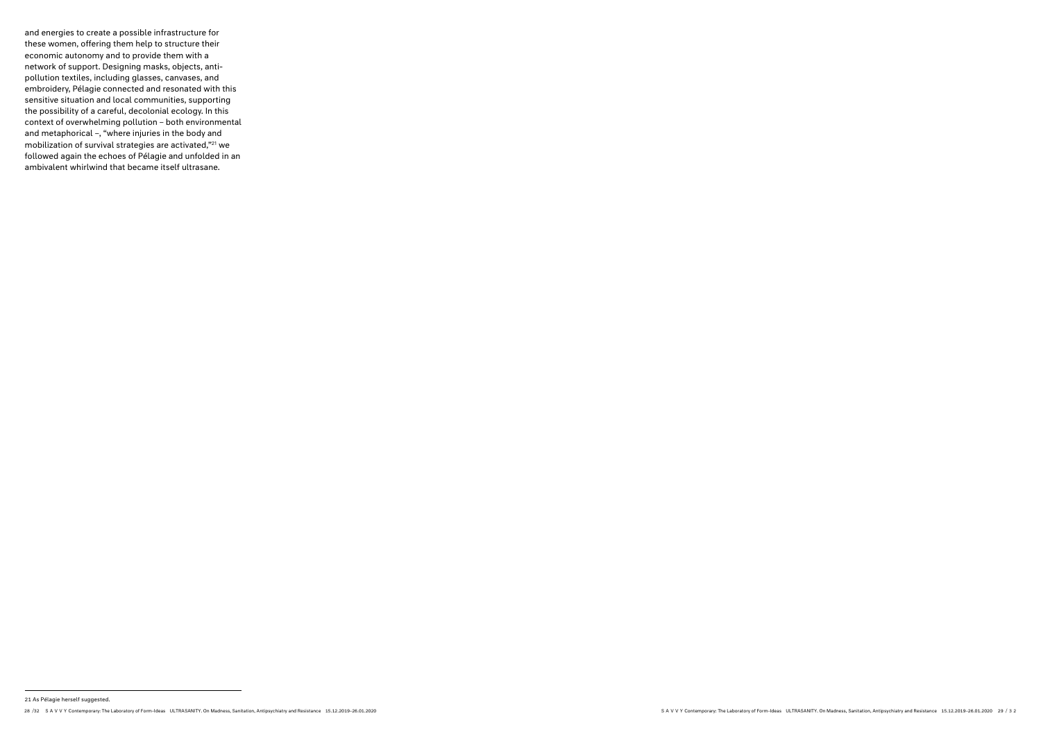and energies to create a possible infrastructure for these women, offering them help to structure their economic autonomy and to provide them with a network of support. Designing masks, objects, anti-pollution textiles, including glasses, canvases, and embroidery, Pélagie connected and resonated with this sensitive situation and local communities, supporting the possibility of a careful, decolonial ecology. In this context of overwhelming pollution – both environmental and metaphorical –, "where injuries in the body and mobilization of survival strategies are activated,"[21] we followed again the echoes of Pélagie and unfolded in an ambivalent whirlwind that became itself ultrasane.

---

21 As Pélagie herself suggested.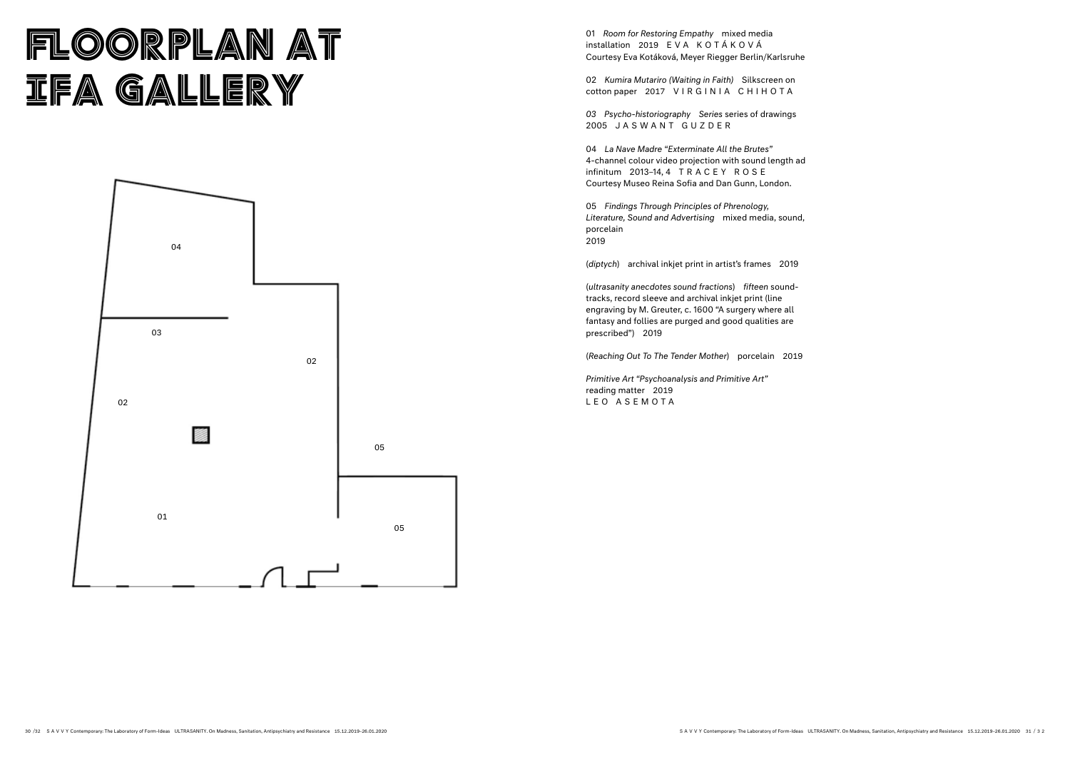# FLOORPLAN AT IFA GALLERY

04

03

02

02

05

01

05

01 *Room for Restoring Empathy* mixed media installation 2019 E V A K O T Á K O V Á
Courtesy Eva Kotáková, Meyer Riegger Berlin/Karlsruhe

02 *Kumira Mutariro (Waiting in Faith)* Silkscreen on cotton paper 2017 V I R G I N I A C H I H O T A

*03 Psycho-historiography Series* series of drawings 2005 J A S W A N T G U Z D E R

04 *La Nave Madre "Exterminate All the Brutes"* 4-channel colour video projection with sound length ad infinitum 2013–14, 4 T R A C E Y R O S E
Courtesy Museo Reina Sofia and Dan Gunn, London.

05 *Findings Through Principles of Phrenology, Literature, Sound and Advertising* mixed media, sound, porcelain
2019

(*diptych*) archival inkjet print in artist's frames 2019

(*ultrasanity anecdotes sound fractions*) *fifteen* sound-tracks, record sleeve and archival inkjet print (line engraving by M. Greuter, c. 1600 "A surgery where all fantasy and follies are purged and good qualities are prescribed") 2019

(*Reaching Out To The Tender Mother*) porcelain 2019

*Primitive Art "Psychoanalysis and Primitive Art"* reading matter 2019
L E O A S E M O T A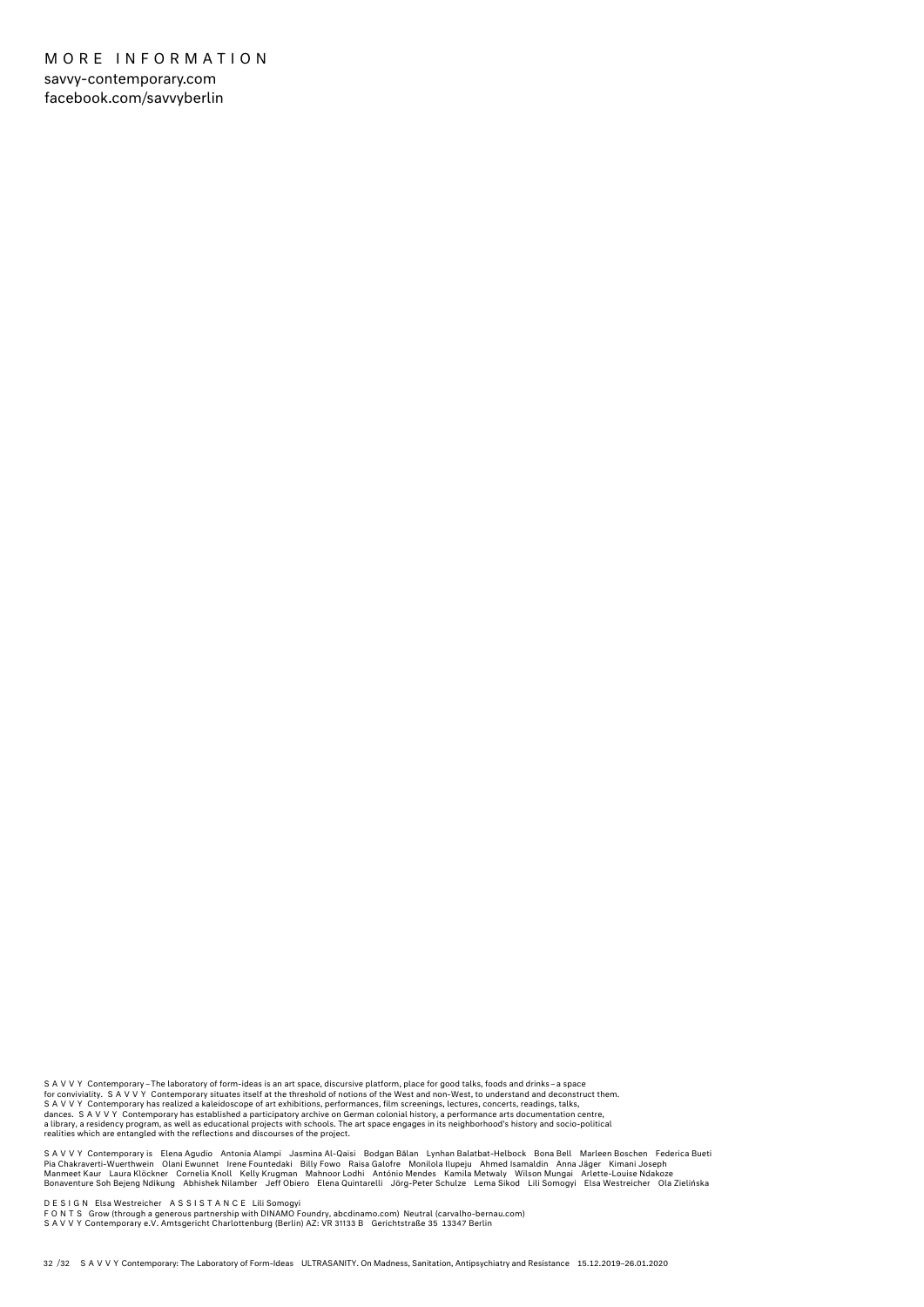## M O R E   I N F O R M A T I O N

savvy-contemporary.com
facebook.com/savvyberlin

S A V V Y  Contemporary – The laboratory of form-ideas is an art space, discursive platform, place for good talks, foods and drinks – a space for conviviality.  S A V V Y  Contemporary situates itself at the threshold of notions of the West and non-West, to understand and deconstruct them. S A V V Y  Contemporary has realized a kaleidoscope of art exhibitions, performances, film screenings, lectures, concerts, readings, talks, dances.  S A V V Y  Contemporary has established a participatory archive on German colonial history, a performance arts documentation centre, a library, a residency program, as well as educational projects with schools. The art space engages in its neighborhood's history and socio-political realities which are entangled with the reflections and discourses of the project.

S A V V Y  Contemporary is  Elena Agudio  Antonia Alampi  Jasmina Al-Qaisi  Bodgan Bălan  Lynhan Balatbat-Helbock  Bona Bell  Marleen Boschen  Federica Bueti  Pia Chakraverti-Wuerthwein  Olani Ewunnet  Irene Fountedaki  Billy Fowo  Raisa Galofre  Monilola Ilupeju  Ahmed Isamaldin  Anna Jäger  Kimani Joseph  Manmeet Kaur  Laura Klöckner  Cornelia Knoll  Kelly Krugman  Mahnoor Lodhi  António Mendes  Kamila Metwaly  Wilson Mungai  Arlette-Louise Ndakoze  Bonaventure Soh Bejeng Ndikung  Abhishek Nilamber  Jeff Obiero  Elena Quintarelli  Jörg-Peter Schulze  Lema Sikod  Lili Somogyi  Elsa Westreicher  Ola Zielińska

D E S I G N  Elsa Westreicher   A S S I S T A N C E  Lili Somogyi
F O N T S  Grow (through a generous partnership with DINAMO Foundry, abcdinamo.com)  Neutral (carvalho-bernau.com)
S A V V Y Contemporary e.V. Amtsgericht Charlottenburg (Berlin) AZ: VR 31133 B   Gerichtstraße 35  13347 Berlin